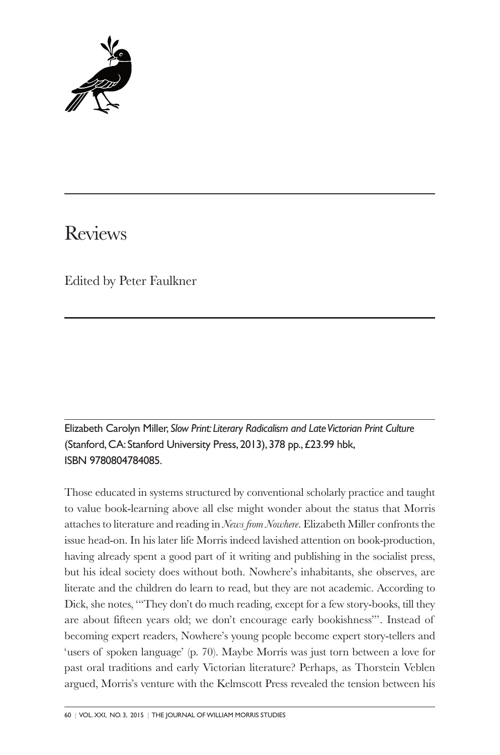# Reviews

Edited by Peter Faulkner

Elizabeth Carolyn Miller, *Slow Print: Literary Radicalism and Late Victorian Print Culture* (Stanford, CA: Stanford University Press, 2013), 378 pp., £23.99 hbk, ISBN 9780804784085.

Those educated in systems structured by conventional scholarly practice and taught to value book-learning above all else might wonder about the status that Morris attaches to literature and reading in *News from Nowhere*. Elizabeth Miller confronts the issue head-on. In his later life Morris indeed lavished attention on book-production, having already spent a good part of it writing and publishing in the socialist press, but his ideal society does without both. Nowhere's inhabitants, she observes, are literate and the children do learn to read, but they are not academic. According to Dick, she notes, '"They don't do much reading, except for a few story-books, till they are about fifteen years old; we don't encourage early bookishness"'. Instead of becoming expert readers, Nowhere's young people become expert story-tellers and 'users of spoken language' (p. 70). Maybe Morris was just torn between a love for past oral traditions and early Victorian literature? Perhaps, as Thorstein Veblen argued, Morris's venture with the Kelmscott Press revealed the tension between his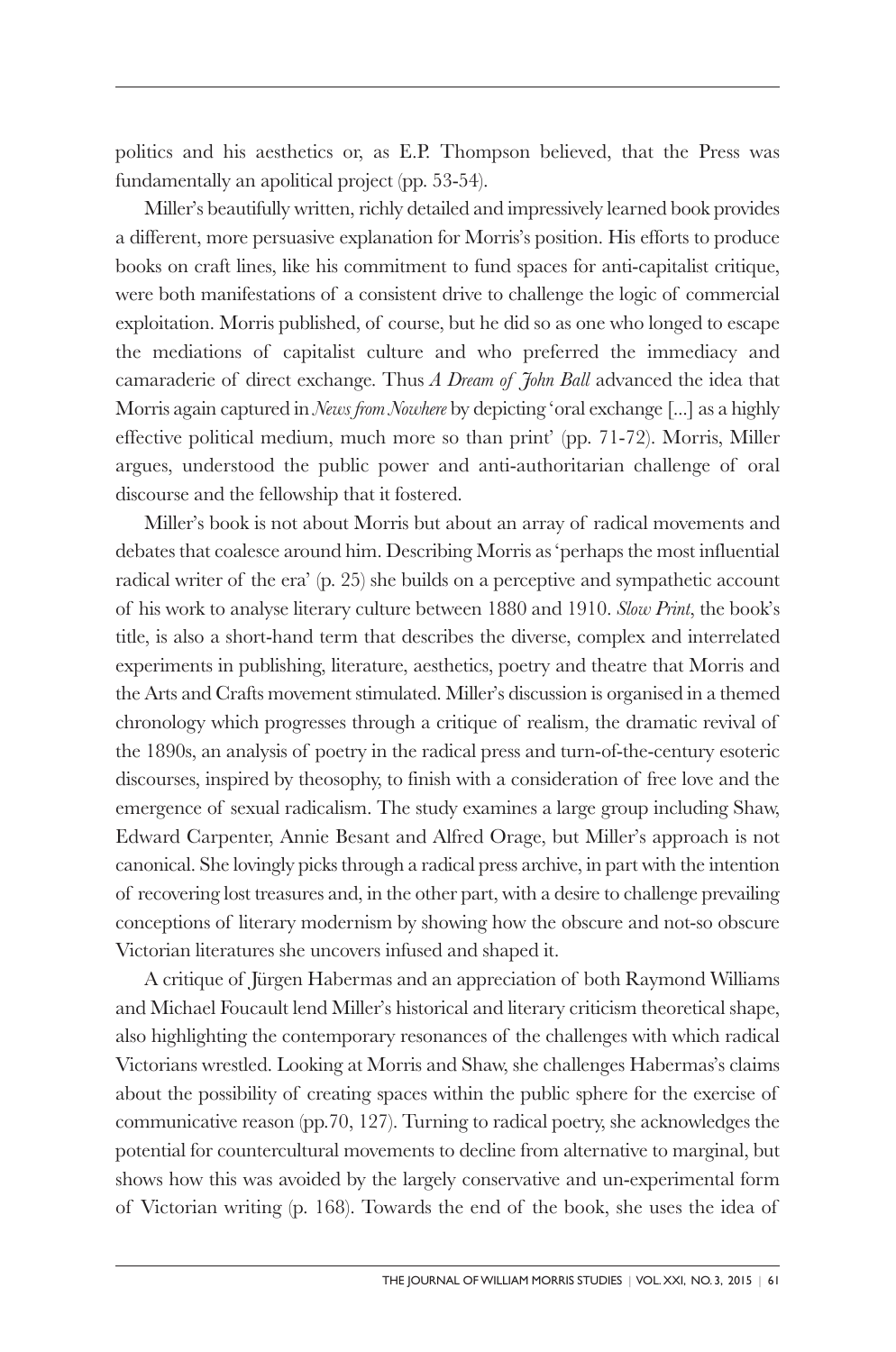politics and his aesthetics or, as E.P. Thompson believed, that the Press was fundamentally an apolitical project (pp. 53-54).

Miller's beautifully written, richly detailed and impressively learned book provides a different, more persuasive explanation for Morris's position. His efforts to produce books on craft lines, like his commitment to fund spaces for anti-capitalist critique, were both manifestations of a consistent drive to challenge the logic of commercial exploitation. Morris published, of course, but he did so as one who longed to escape the mediations of capitalist culture and who preferred the immediacy and camaraderie of direct exchange. Thus *A Dream of John Ball* advanced the idea that Morris again captured in *News from Nowhere* by depicting 'oral exchange [...] as a highly effective political medium, much more so than print' (pp. 71-72). Morris, Miller argues, understood the public power and anti-authoritarian challenge of oral discourse and the fellowship that it fostered.

Miller's book is not about Morris but about an array of radical movements and debates that coalesce around him. Describing Morris as 'perhaps the most influential radical writer of the era' (p. 25) she builds on a perceptive and sympathetic account of his work to analyse literary culture between 1880 and 1910. *Slow Print*, the book's title, is also a short-hand term that describes the diverse, complex and interrelated experiments in publishing, literature, aesthetics, poetry and theatre that Morris and the Arts and Crafts movement stimulated. Miller's discussion is organised in a themed chronology which progresses through a critique of realism, the dramatic revival of the 1890s, an analysis of poetry in the radical press and turn-of-the-century esoteric discourses, inspired by theosophy, to finish with a consideration of free love and the emergence of sexual radicalism. The study examines a large group including Shaw, Edward Carpenter, Annie Besant and Alfred Orage, but Miller's approach is not canonical. She lovingly picks through a radical press archive, in part with the intention of recovering lost treasures and, in the other part, with a desire to challenge prevailing conceptions of literary modernism by showing how the obscure and not-so obscure Victorian literatures she uncovers infused and shaped it.

A critique of Jürgen Habermas and an appreciation of both Raymond Williams and Michael Foucault lend Miller's historical and literary criticism theoretical shape, also highlighting the contemporary resonances of the challenges with which radical Victorians wrestled. Looking at Morris and Shaw, she challenges Habermas's claims about the possibility of creating spaces within the public sphere for the exercise of communicative reason (pp.70, 127). Turning to radical poetry, she acknowledges the potential for countercultural movements to decline from alternative to marginal, but shows how this was avoided by the largely conservative and un-experimental form of Victorian writing (p. 168). Towards the end of the book, she uses the idea of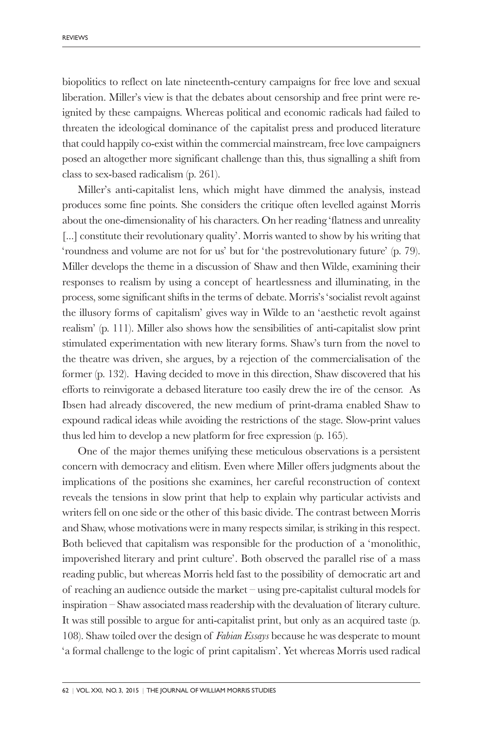biopolitics to reflect on late nineteenth-century campaigns for free love and sexual liberation. Miller's view is that the debates about censorship and free print were re-ignited by these campaigns. Whereas political and economic radicals had failed to threaten the ideological dominance of the capitalist press and produced literature that could happily co-exist within the commercial mainstream, free love campaigners posed an altogether more significant challenge than this, thus signalling a shift from class to sex-based radicalism (p. 261).

Miller's anti-capitalist lens, which might have dimmed the analysis, instead produces some fine points. She considers the critique often levelled against Morris about the one-dimensionality of his characters. On her reading 'flatness and unreality [...] constitute their revolutionary quality'. Morris wanted to show by his writing that 'roundness and volume are not for us' but for 'the postrevolutionary future' (p. 79). Miller develops the theme in a discussion of Shaw and then Wilde, examining their responses to realism by using a concept of heartlessness and illuminating, in the process, some significant shifts in the terms of debate. Morris's 'socialist revolt against the illusory forms of capitalism' gives way in Wilde to an 'aesthetic revolt against realism' (p. 111). Miller also shows how the sensibilities of anti-capitalist slow print stimulated experimentation with new literary forms. Shaw's turn from the novel to the theatre was driven, she argues, by a rejection of the commercialisation of the former (p. 132). Having decided to move in this direction, Shaw discovered that his efforts to reinvigorate a debased literature too easily drew the ire of the censor. As Ibsen had already discovered, the new medium of print-drama enabled Shaw to expound radical ideas while avoiding the restrictions of the stage. Slow-print values thus led him to develop a new platform for free expression (p. 165).

One of the major themes unifying these meticulous observations is a persistent concern with democracy and elitism. Even where Miller offers judgments about the implications of the positions she examines, her careful reconstruction of context reveals the tensions in slow print that help to explain why particular activists and writers fell on one side or the other of this basic divide. The contrast between Morris and Shaw, whose motivations were in many respects similar, is striking in this respect. Both believed that capitalism was responsible for the production of a 'monolithic, impoverished literary and print culture'. Both observed the parallel rise of a mass reading public, but whereas Morris held fast to the possibility of democratic art and of reaching an audience outside the market – using pre-capitalist cultural models for inspiration – Shaw associated mass readership with the devaluation of literary culture. It was still possible to argue for anti-capitalist print, but only as an acquired taste (p. 108). Shaw toiled over the design of *Fabian Essays* because he was desperate to mount 'a formal challenge to the logic of print capitalism'. Yet whereas Morris used radical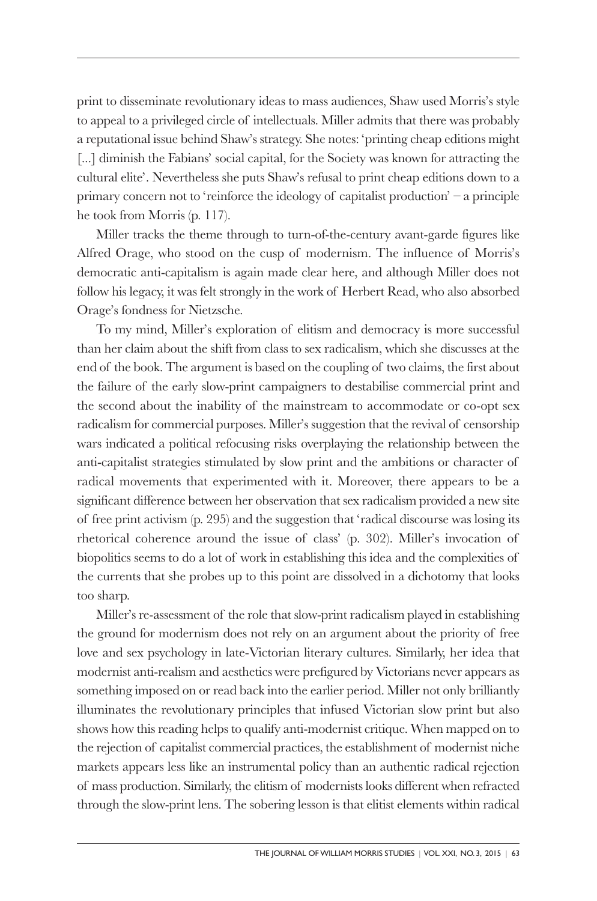print to disseminate revolutionary ideas to mass audiences, Shaw used Morris's style to appeal to a privileged circle of intellectuals. Miller admits that there was probably a reputational issue behind Shaw's strategy. She notes: 'printing cheap editions might [...] diminish the Fabians' social capital, for the Society was known for attracting the cultural elite'. Nevertheless she puts Shaw's refusal to print cheap editions down to a primary concern not to 'reinforce the ideology of capitalist production' – a principle he took from Morris (p. 117).

Miller tracks the theme through to turn-of-the-century avant-garde figures like Alfred Orage, who stood on the cusp of modernism. The influence of Morris's democratic anti-capitalism is again made clear here, and although Miller does not follow his legacy, it was felt strongly in the work of Herbert Read, who also absorbed Orage's fondness for Nietzsche.

To my mind, Miller's exploration of elitism and democracy is more successful than her claim about the shift from class to sex radicalism, which she discusses at the end of the book. The argument is based on the coupling of two claims, the first about the failure of the early slow-print campaigners to destabilise commercial print and the second about the inability of the mainstream to accommodate or co-opt sex radicalism for commercial purposes. Miller's suggestion that the revival of censorship wars indicated a political refocusing risks overplaying the relationship between the anti-capitalist strategies stimulated by slow print and the ambitions or character of radical movements that experimented with it. Moreover, there appears to be a significant difference between her observation that sex radicalism provided a new site of free print activism (p. 295) and the suggestion that 'radical discourse was losing its rhetorical coherence around the issue of class' (p. 302). Miller's invocation of biopolitics seems to do a lot of work in establishing this idea and the complexities of the currents that she probes up to this point are dissolved in a dichotomy that looks too sharp.

Miller's re-assessment of the role that slow-print radicalism played in establishing the ground for modernism does not rely on an argument about the priority of free love and sex psychology in late-Victorian literary cultures. Similarly, her idea that modernist anti-realism and aesthetics were prefigured by Victorians never appears as something imposed on or read back into the earlier period. Miller not only brilliantly illuminates the revolutionary principles that infused Victorian slow print but also shows how this reading helps to qualify anti-modernist critique. When mapped on to the rejection of capitalist commercial practices, the establishment of modernist niche markets appears less like an instrumental policy than an authentic radical rejection of mass production. Similarly, the elitism of modernists looks different when refracted through the slow-print lens. The sobering lesson is that elitist elements within radical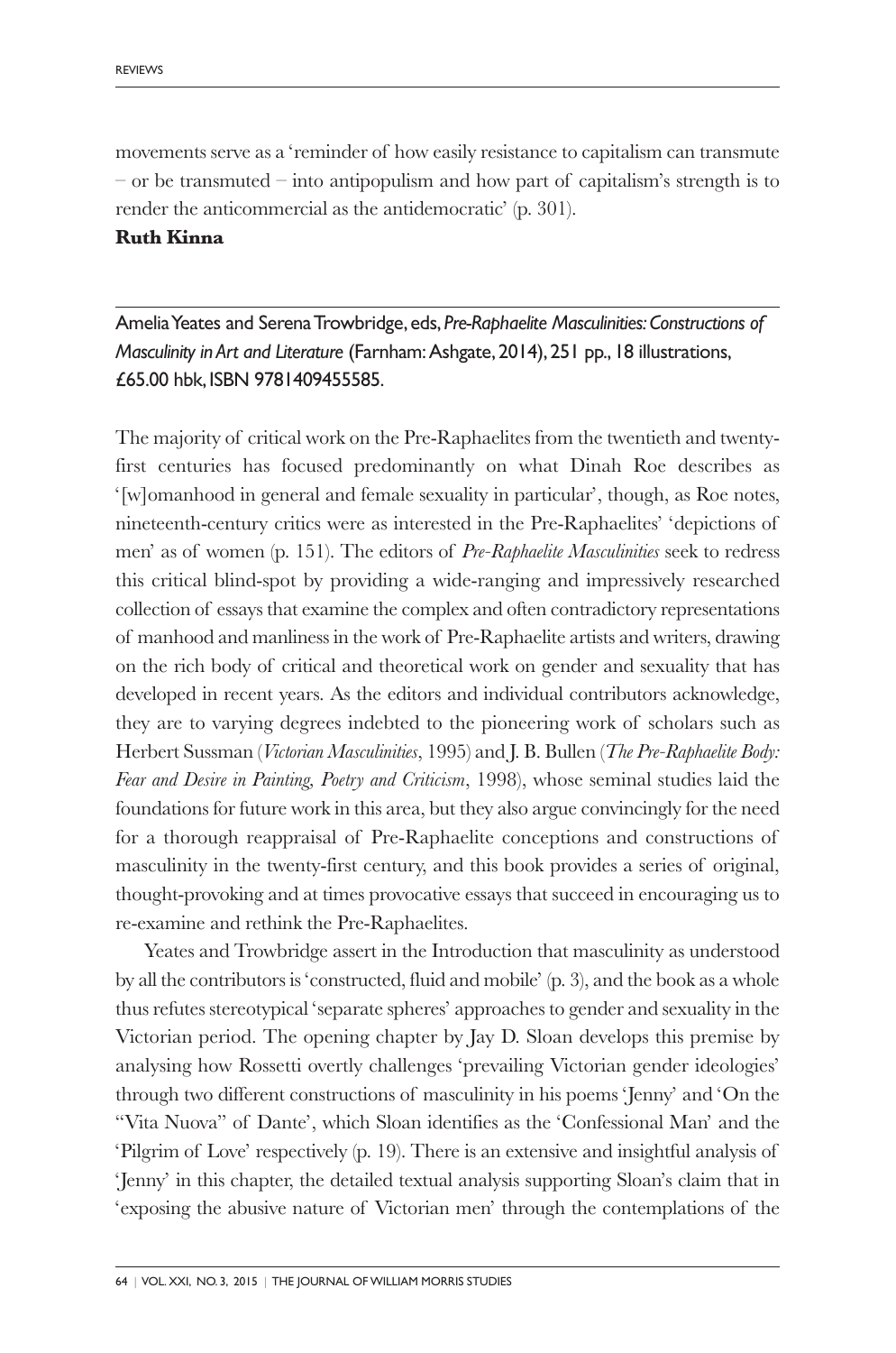movements serve as a 'reminder of how easily resistance to capitalism can transmute – or be transmuted – into antipopulism and how part of capitalism's strength is to render the anticommercial as the antidemocratic' (p. 301).

**Ruth Kinna**

---

Amelia Yeates and Serena Trowbridge, eds, *Pre-Raphaelite Masculinities: Constructions of Masculinity in Art and Literature* (Farnham: Ashgate, 2014), 251 pp., 18 illustrations, £65.00 hbk, ISBN 9781409455585.

The majority of critical work on the Pre-Raphaelites from the twentieth and twenty-first centuries has focused predominantly on what Dinah Roe describes as '[w]omanhood in general and female sexuality in particular', though, as Roe notes, nineteenth-century critics were as interested in the Pre-Raphaelites' 'depictions of men' as of women (p. 151). The editors of *Pre-Raphaelite Masculinities* seek to redress this critical blind-spot by providing a wide-ranging and impressively researched collection of essays that examine the complex and often contradictory representations of manhood and manliness in the work of Pre-Raphaelite artists and writers, drawing on the rich body of critical and theoretical work on gender and sexuality that has developed in recent years. As the editors and individual contributors acknowledge, they are to varying degrees indebted to the pioneering work of scholars such as Herbert Sussman (*Victorian Masculinities*, 1995) and J. B. Bullen (*The Pre-Raphaelite Body: Fear and Desire in Painting, Poetry and Criticism*, 1998), whose seminal studies laid the foundations for future work in this area, but they also argue convincingly for the need for a thorough reappraisal of Pre-Raphaelite conceptions and constructions of masculinity in the twenty-first century, and this book provides a series of original, thought-provoking and at times provocative essays that succeed in encouraging us to re-examine and rethink the Pre-Raphaelites.

Yeates and Trowbridge assert in the Introduction that masculinity as understood by all the contributors is 'constructed, fluid and mobile' (p. 3), and the book as a whole thus refutes stereotypical 'separate spheres' approaches to gender and sexuality in the Victorian period. The opening chapter by Jay D. Sloan develops this premise by analysing how Rossetti overtly challenges 'prevailing Victorian gender ideologies' through two different constructions of masculinity in his poems 'Jenny' and 'On the "Vita Nuova" of Dante', which Sloan identifies as the 'Confessional Man' and the 'Pilgrim of Love' respectively (p. 19). There is an extensive and insightful analysis of 'Jenny' in this chapter, the detailed textual analysis supporting Sloan's claim that in 'exposing the abusive nature of Victorian men' through the contemplations of the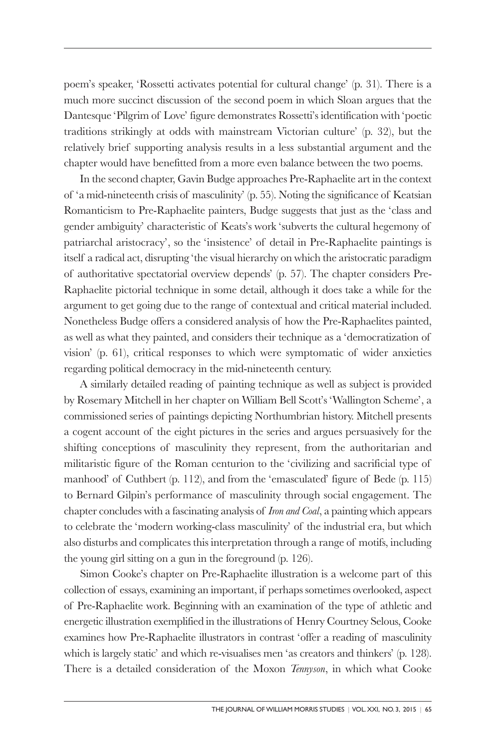poem's speaker, 'Rossetti activates potential for cultural change' (p. 31). There is a much more succinct discussion of the second poem in which Sloan argues that the Dantesque 'Pilgrim of Love' figure demonstrates Rossetti's identification with 'poetic traditions strikingly at odds with mainstream Victorian culture' (p. 32), but the relatively brief supporting analysis results in a less substantial argument and the chapter would have benefitted from a more even balance between the two poems.

In the second chapter, Gavin Budge approaches Pre-Raphaelite art in the context of 'a mid-nineteenth crisis of masculinity' (p. 55). Noting the significance of Keatsian Romanticism to Pre-Raphaelite painters, Budge suggests that just as the 'class and gender ambiguity' characteristic of Keats's work 'subverts the cultural hegemony of patriarchal aristocracy', so the 'insistence' of detail in Pre-Raphaelite paintings is itself a radical act, disrupting 'the visual hierarchy on which the aristocratic paradigm of authoritative spectatorial overview depends' (p. 57). The chapter considers Pre-Raphaelite pictorial technique in some detail, although it does take a while for the argument to get going due to the range of contextual and critical material included. Nonetheless Budge offers a considered analysis of how the Pre-Raphaelites painted, as well as what they painted, and considers their technique as a 'democratization of vision' (p. 61), critical responses to which were symptomatic of wider anxieties regarding political democracy in the mid-nineteenth century.

A similarly detailed reading of painting technique as well as subject is provided by Rosemary Mitchell in her chapter on William Bell Scott's 'Wallington Scheme', a commissioned series of paintings depicting Northumbrian history. Mitchell presents a cogent account of the eight pictures in the series and argues persuasively for the shifting conceptions of masculinity they represent, from the authoritarian and militaristic figure of the Roman centurion to the 'civilizing and sacrificial type of manhood' of Cuthbert (p. 112), and from the 'emasculated' figure of Bede (p. 115) to Bernard Gilpin's performance of masculinity through social engagement. The chapter concludes with a fascinating analysis of *Iron and Coal*, a painting which appears to celebrate the 'modern working-class masculinity' of the industrial era, but which also disturbs and complicates this interpretation through a range of motifs, including the young girl sitting on a gun in the foreground (p. 126).

Simon Cooke's chapter on Pre-Raphaelite illustration is a welcome part of this collection of essays, examining an important, if perhaps sometimes overlooked, aspect of Pre-Raphaelite work. Beginning with an examination of the type of athletic and energetic illustration exemplified in the illustrations of Henry Courtney Selous, Cooke examines how Pre-Raphaelite illustrators in contrast 'offer a reading of masculinity which is largely static' and which re-visualises men 'as creators and thinkers' (p. 128). There is a detailed consideration of the Moxon *Tennyson*, in which what Cooke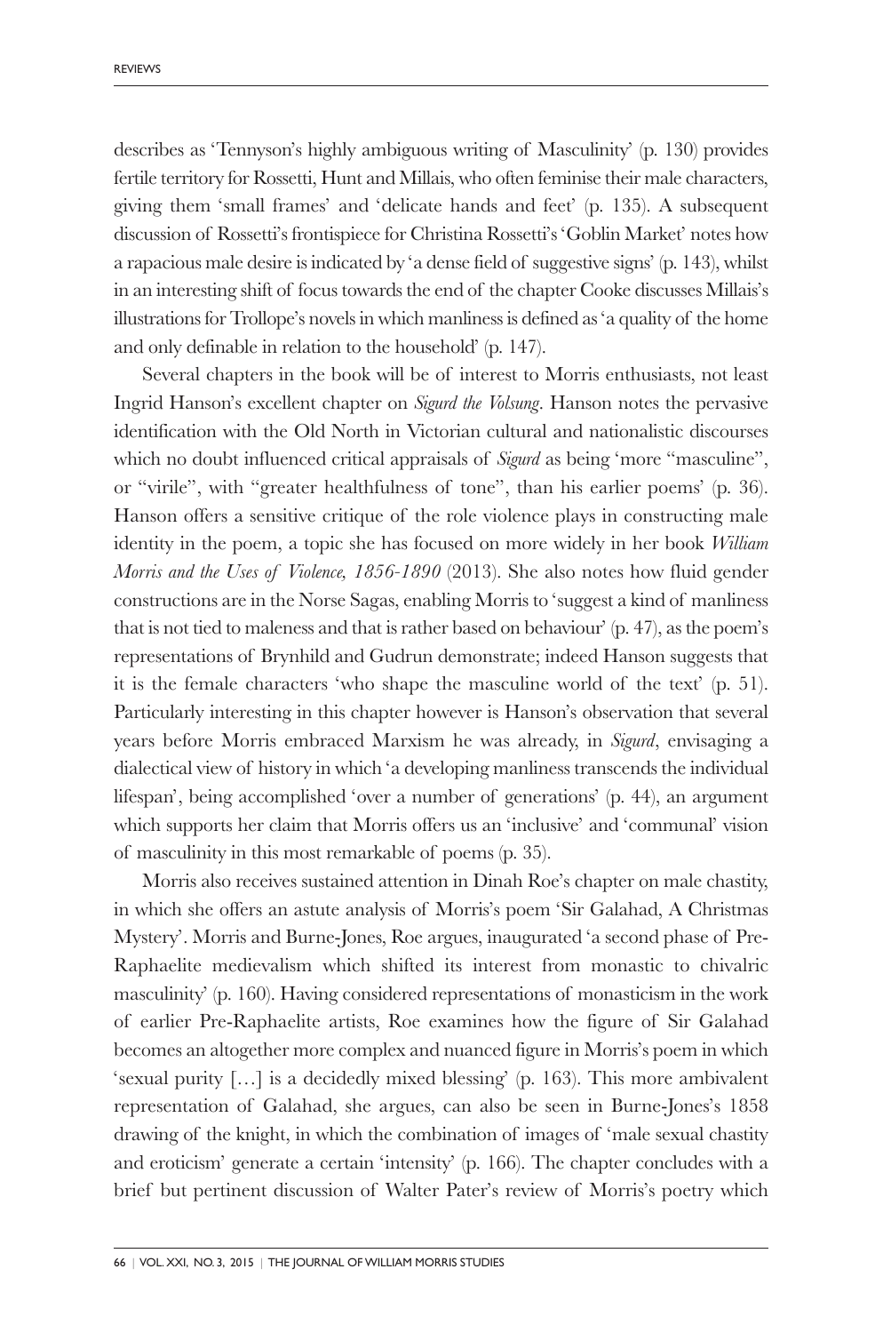describes as 'Tennyson's highly ambiguous writing of Masculinity' (p. 130) provides fertile territory for Rossetti, Hunt and Millais, who often feminise their male characters, giving them 'small frames' and 'delicate hands and feet' (p. 135). A subsequent discussion of Rossetti's frontispiece for Christina Rossetti's 'Goblin Market' notes how a rapacious male desire is indicated by 'a dense field of suggestive signs' (p. 143), whilst in an interesting shift of focus towards the end of the chapter Cooke discusses Millais's illustrations for Trollope's novels in which manliness is defined as 'a quality of the home and only definable in relation to the household' (p. 147).

Several chapters in the book will be of interest to Morris enthusiasts, not least Ingrid Hanson's excellent chapter on *Sigurd the Volsung*. Hanson notes the pervasive identification with the Old North in Victorian cultural and nationalistic discourses which no doubt influenced critical appraisals of *Sigurd* as being 'more "masculine", or "virile", with "greater healthfulness of tone", than his earlier poems' (p. 36). Hanson offers a sensitive critique of the role violence plays in constructing male identity in the poem, a topic she has focused on more widely in her book *William Morris and the Uses of Violence, 1856-1890* (2013). She also notes how fluid gender constructions are in the Norse Sagas, enabling Morris to 'suggest a kind of manliness that is not tied to maleness and that is rather based on behaviour' (p. 47), as the poem's representations of Brynhild and Gudrun demonstrate; indeed Hanson suggests that it is the female characters 'who shape the masculine world of the text' (p. 51). Particularly interesting in this chapter however is Hanson's observation that several years before Morris embraced Marxism he was already, in *Sigurd*, envisaging a dialectical view of history in which 'a developing manliness transcends the individual lifespan', being accomplished 'over a number of generations' (p. 44), an argument which supports her claim that Morris offers us an 'inclusive' and 'communal' vision of masculinity in this most remarkable of poems (p. 35).

Morris also receives sustained attention in Dinah Roe's chapter on male chastity, in which she offers an astute analysis of Morris's poem 'Sir Galahad, A Christmas Mystery'. Morris and Burne-Jones, Roe argues, inaugurated 'a second phase of Pre-Raphaelite medievalism which shifted its interest from monastic to chivalric masculinity' (p. 160). Having considered representations of monasticism in the work of earlier Pre-Raphaelite artists, Roe examines how the figure of Sir Galahad becomes an altogether more complex and nuanced figure in Morris's poem in which 'sexual purity […] is a decidedly mixed blessing' (p. 163). This more ambivalent representation of Galahad, she argues, can also be seen in Burne-Jones's 1858 drawing of the knight, in which the combination of images of 'male sexual chastity and eroticism' generate a certain 'intensity' (p. 166). The chapter concludes with a brief but pertinent discussion of Walter Pater's review of Morris's poetry which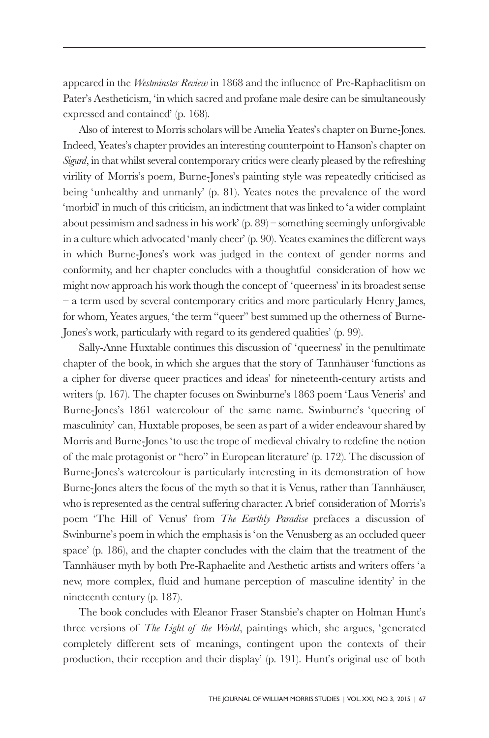appeared in the *Westminster Review* in 1868 and the influence of Pre-Raphaelitism on Pater's Aestheticism, 'in which sacred and profane male desire can be simultaneously expressed and contained' (p. 168).

Also of interest to Morris scholars will be Amelia Yeates's chapter on Burne-Jones. Indeed, Yeates's chapter provides an interesting counterpoint to Hanson's chapter on *Sigurd*, in that whilst several contemporary critics were clearly pleased by the refreshing virility of Morris's poem, Burne-Jones's painting style was repeatedly criticised as being 'unhealthy and unmanly' (p. 81). Yeates notes the prevalence of the word 'morbid' in much of this criticism, an indictment that was linked to 'a wider complaint about pessimism and sadness in his work' (p. 89) – something seemingly unforgivable in a culture which advocated 'manly cheer' (p. 90). Yeates examines the different ways in which Burne-Jones's work was judged in the context of gender norms and conformity, and her chapter concludes with a thoughtful consideration of how we might now approach his work though the concept of 'queerness' in its broadest sense – a term used by several contemporary critics and more particularly Henry James, for whom, Yeates argues, 'the term "queer" best summed up the otherness of Burne-Jones's work, particularly with regard to its gendered qualities' (p. 99).

Sally-Anne Huxtable continues this discussion of 'queerness' in the penultimate chapter of the book, in which she argues that the story of Tannhäuser 'functions as a cipher for diverse queer practices and ideas' for nineteenth-century artists and writers (p. 167). The chapter focuses on Swinburne's 1863 poem 'Laus Veneris' and Burne-Jones's 1861 watercolour of the same name. Swinburne's 'queering of masculinity' can, Huxtable proposes, be seen as part of a wider endeavour shared by Morris and Burne-Jones 'to use the trope of medieval chivalry to redefine the notion of the male protagonist or "hero" in European literature' (p. 172). The discussion of Burne-Jones's watercolour is particularly interesting in its demonstration of how Burne-Jones alters the focus of the myth so that it is Venus, rather than Tannhäuser, who is represented as the central suffering character. A brief consideration of Morris's poem 'The Hill of Venus' from *The Earthly Paradise* prefaces a discussion of Swinburne's poem in which the emphasis is 'on the Venusberg as an occluded queer space' (p. 186), and the chapter concludes with the claim that the treatment of the Tannhäuser myth by both Pre-Raphaelite and Aesthetic artists and writers offers 'a new, more complex, fluid and humane perception of masculine identity' in the nineteenth century (p. 187).

The book concludes with Eleanor Fraser Stansbie's chapter on Holman Hunt's three versions of *The Light of the World*, paintings which, she argues, 'generated completely different sets of meanings, contingent upon the contexts of their production, their reception and their display' (p. 191). Hunt's original use of both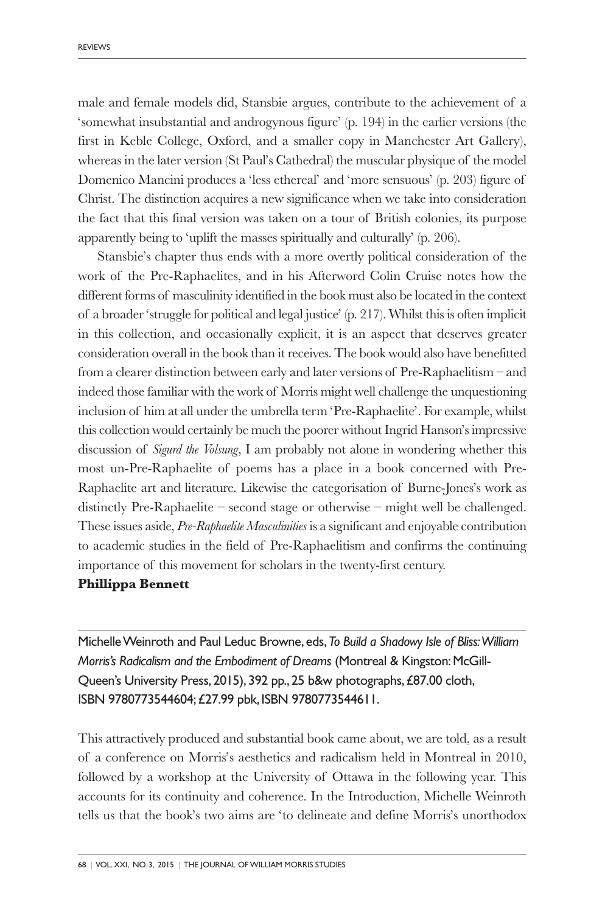male and female models did, Stansbie argues, contribute to the achievement of a 'somewhat insubstantial and androgynous figure' (p. 194) in the earlier versions (the first in Keble College, Oxford, and a smaller copy in Manchester Art Gallery), whereas in the later version (St Paul's Cathedral) the muscular physique of the model Domenico Mancini produces a 'less ethereal' and 'more sensuous' (p. 203) figure of Christ. The distinction acquires a new significance when we take into consideration the fact that this final version was taken on a tour of British colonies, its purpose apparently being to 'uplift the masses spiritually and culturally' (p. 206).

Stansbie's chapter thus ends with a more overtly political consideration of the work of the Pre-Raphaelites, and in his Afterword Colin Cruise notes how the different forms of masculinity identified in the book must also be located in the context of a broader 'struggle for political and legal justice' (p. 217). Whilst this is often implicit in this collection, and occasionally explicit, it is an aspect that deserves greater consideration overall in the book than it receives. The book would also have benefitted from a clearer distinction between early and later versions of Pre-Raphaelitism – and indeed those familiar with the work of Morris might well challenge the unquestioning inclusion of him at all under the umbrella term 'Pre-Raphaelite'. For example, whilst this collection would certainly be much the poorer without Ingrid Hanson's impressive discussion of *Sigurd the Volsung*, I am probably not alone in wondering whether this most un-Pre-Raphaelite of poems has a place in a book concerned with Pre-Raphaelite art and literature. Likewise the categorisation of Burne-Jones's work as distinctly Pre-Raphaelite – second stage or otherwise – might well be challenged. These issues aside, *Pre-Raphaelite Masculinities* is a significant and enjoyable contribution to academic studies in the field of Pre-Raphaelitism and confirms the continuing importance of this movement for scholars in the twenty-first century.

**Phillippa Bennett**

---

Michelle Weinroth and Paul Leduc Browne, eds, *To Build a Shadowy Isle of Bliss: William Morris's Radicalism and the Embodiment of Dreams* (Montreal & Kingston: McGill-Queen's University Press, 2015), 392 pp., 25 b&w photographs, £87.00 cloth, ISBN 9780773544604; £27.99 pbk, ISBN 9780773544611.

This attractively produced and substantial book came about, we are told, as a result of a conference on Morris's aesthetics and radicalism held in Montreal in 2010, followed by a workshop at the University of Ottawa in the following year. This accounts for its continuity and coherence. In the Introduction, Michelle Weinroth tells us that the book's two aims are 'to delineate and define Morris's unorthodox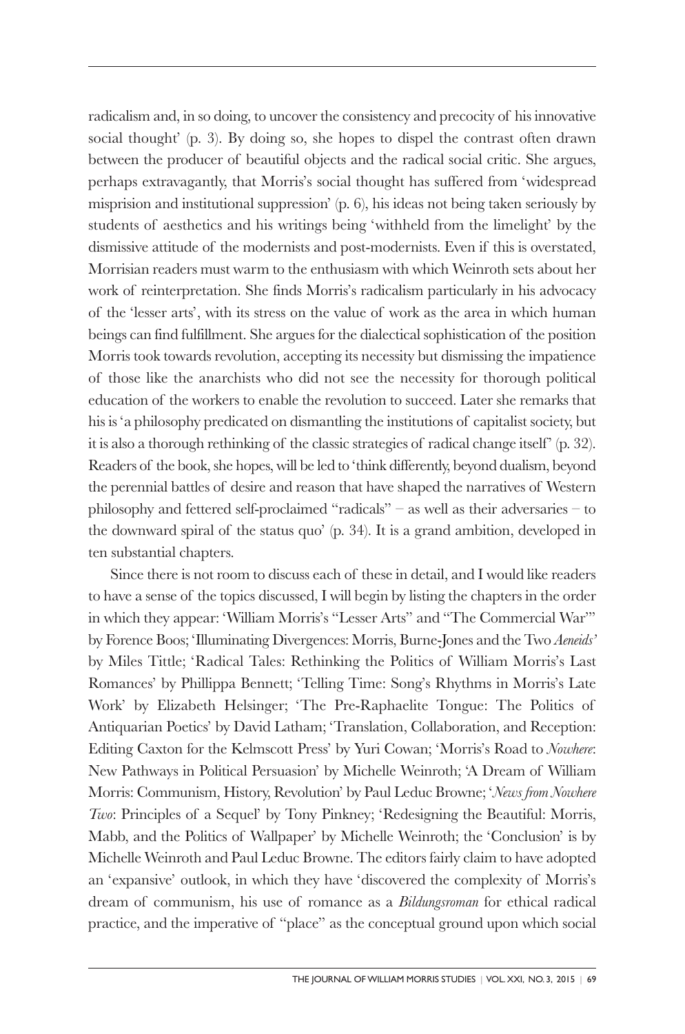radicalism and, in so doing, to uncover the consistency and precocity of his innovative social thought' (p. 3). By doing so, she hopes to dispel the contrast often drawn between the producer of beautiful objects and the radical social critic. She argues, perhaps extravagantly, that Morris's social thought has suffered from 'widespread misprision and institutional suppression' (p. 6), his ideas not being taken seriously by students of aesthetics and his writings being 'withheld from the limelight' by the dismissive attitude of the modernists and post-modernists. Even if this is overstated, Morrisian readers must warm to the enthusiasm with which Weinroth sets about her work of reinterpretation. She finds Morris's radicalism particularly in his advocacy of the 'lesser arts', with its stress on the value of work as the area in which human beings can find fulfillment. She argues for the dialectical sophistication of the position Morris took towards revolution, accepting its necessity but dismissing the impatience of those like the anarchists who did not see the necessity for thorough political education of the workers to enable the revolution to succeed. Later she remarks that his is 'a philosophy predicated on dismantling the institutions of capitalist society, but it is also a thorough rethinking of the classic strategies of radical change itself' (p. 32). Readers of the book, she hopes, will be led to 'think differently, beyond dualism, beyond the perennial battles of desire and reason that have shaped the narratives of Western philosophy and fettered self-proclaimed "radicals" – as well as their adversaries – to the downward spiral of the status quo' (p. 34). It is a grand ambition, developed in ten substantial chapters.

Since there is not room to discuss each of these in detail, and I would like readers to have a sense of the topics discussed, I will begin by listing the chapters in the order in which they appear: 'William Morris's "Lesser Arts" and "The Commercial War"' by Forence Boos; 'Illuminating Divergences: Morris, Burne-Jones and the Two *Aeneids*' by Miles Tittle; 'Radical Tales: Rethinking the Politics of William Morris's Last Romances' by Phillippa Bennett; 'Telling Time: Song's Rhythms in Morris's Late Work' by Elizabeth Helsinger; 'The Pre-Raphaelite Tongue: The Politics of Antiquarian Poetics' by David Latham; 'Translation, Collaboration, and Reception: Editing Caxton for the Kelmscott Press' by Yuri Cowan; 'Morris's Road to *Nowhere*: New Pathways in Political Persuasion' by Michelle Weinroth; 'A Dream of William Morris: Communism, History, Revolution' by Paul Leduc Browne; '*News from Nowhere Two*: Principles of a Sequel' by Tony Pinkney; 'Redesigning the Beautiful: Morris, Mabb, and the Politics of Wallpaper' by Michelle Weinroth; the 'Conclusion' is by Michelle Weinroth and Paul Leduc Browne. The editors fairly claim to have adopted an 'expansive' outlook, in which they have 'discovered the complexity of Morris's dream of communism, his use of romance as a *Bildungsroman* for ethical radical practice, and the imperative of "place" as the conceptual ground upon which social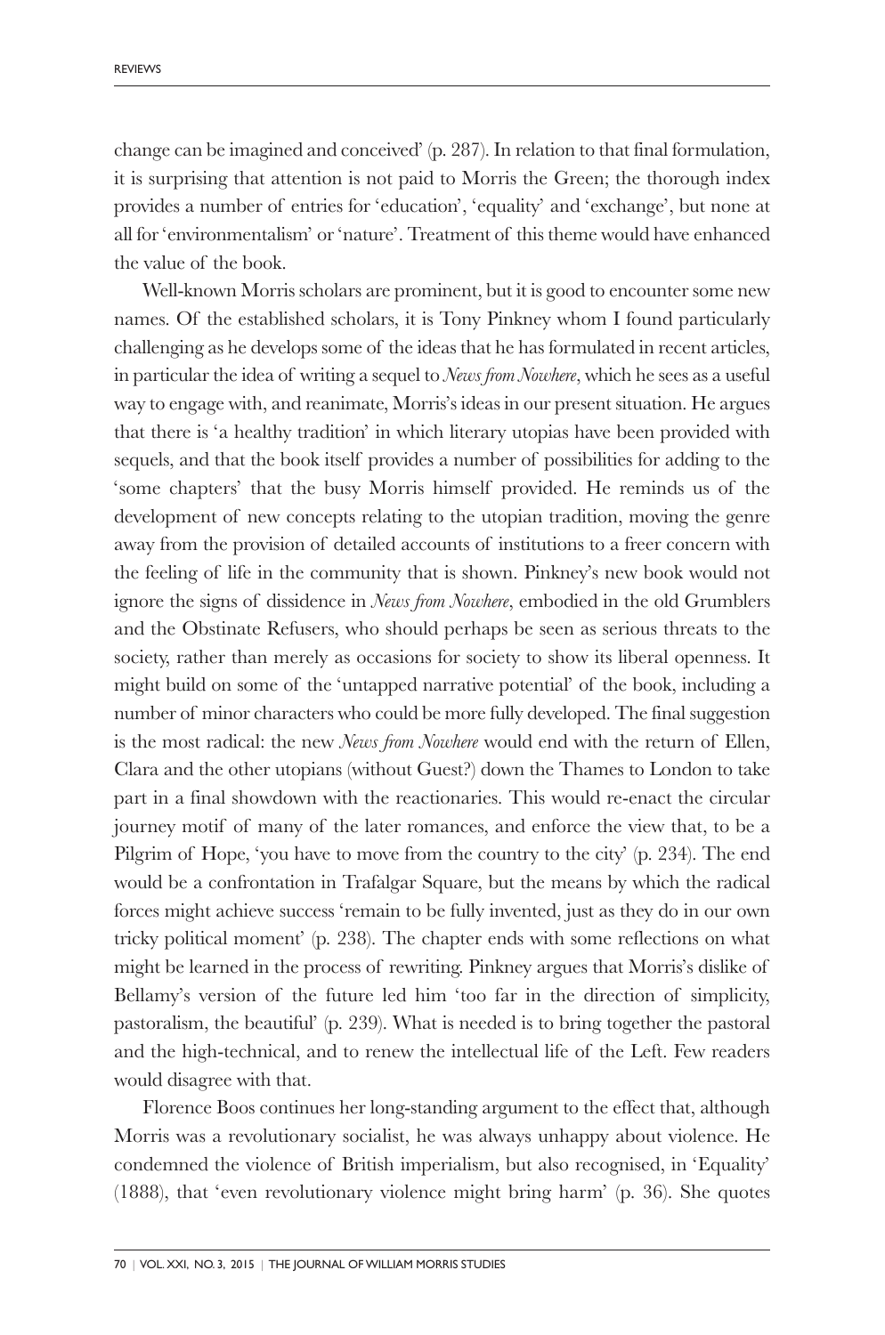change can be imagined and conceived' (p. 287). In relation to that final formulation, it is surprising that attention is not paid to Morris the Green; the thorough index provides a number of entries for 'education', 'equality' and 'exchange', but none at all for 'environmentalism' or 'nature'. Treatment of this theme would have enhanced the value of the book.

Well-known Morris scholars are prominent, but it is good to encounter some new names. Of the established scholars, it is Tony Pinkney whom I found particularly challenging as he develops some of the ideas that he has formulated in recent articles, in particular the idea of writing a sequel to *News from Nowhere*, which he sees as a useful way to engage with, and reanimate, Morris's ideas in our present situation. He argues that there is 'a healthy tradition' in which literary utopias have been provided with sequels, and that the book itself provides a number of possibilities for adding to the 'some chapters' that the busy Morris himself provided. He reminds us of the development of new concepts relating to the utopian tradition, moving the genre away from the provision of detailed accounts of institutions to a freer concern with the feeling of life in the community that is shown. Pinkney's new book would not ignore the signs of dissidence in *News from Nowhere*, embodied in the old Grumblers and the Obstinate Refusers, who should perhaps be seen as serious threats to the society, rather than merely as occasions for society to show its liberal openness. It might build on some of the 'untapped narrative potential' of the book, including a number of minor characters who could be more fully developed. The final suggestion is the most radical: the new *News from Nowhere* would end with the return of Ellen, Clara and the other utopians (without Guest?) down the Thames to London to take part in a final showdown with the reactionaries. This would re-enact the circular journey motif of many of the later romances, and enforce the view that, to be a Pilgrim of Hope, 'you have to move from the country to the city' (p. 234). The end would be a confrontation in Trafalgar Square, but the means by which the radical forces might achieve success 'remain to be fully invented, just as they do in our own tricky political moment' (p. 238). The chapter ends with some reflections on what might be learned in the process of rewriting. Pinkney argues that Morris's dislike of Bellamy's version of the future led him 'too far in the direction of simplicity, pastoralism, the beautiful' (p. 239). What is needed is to bring together the pastoral and the high-technical, and to renew the intellectual life of the Left. Few readers would disagree with that.

Florence Boos continues her long-standing argument to the effect that, although Morris was a revolutionary socialist, he was always unhappy about violence. He condemned the violence of British imperialism, but also recognised, in 'Equality' (1888), that 'even revolutionary violence might bring harm' (p. 36). She quotes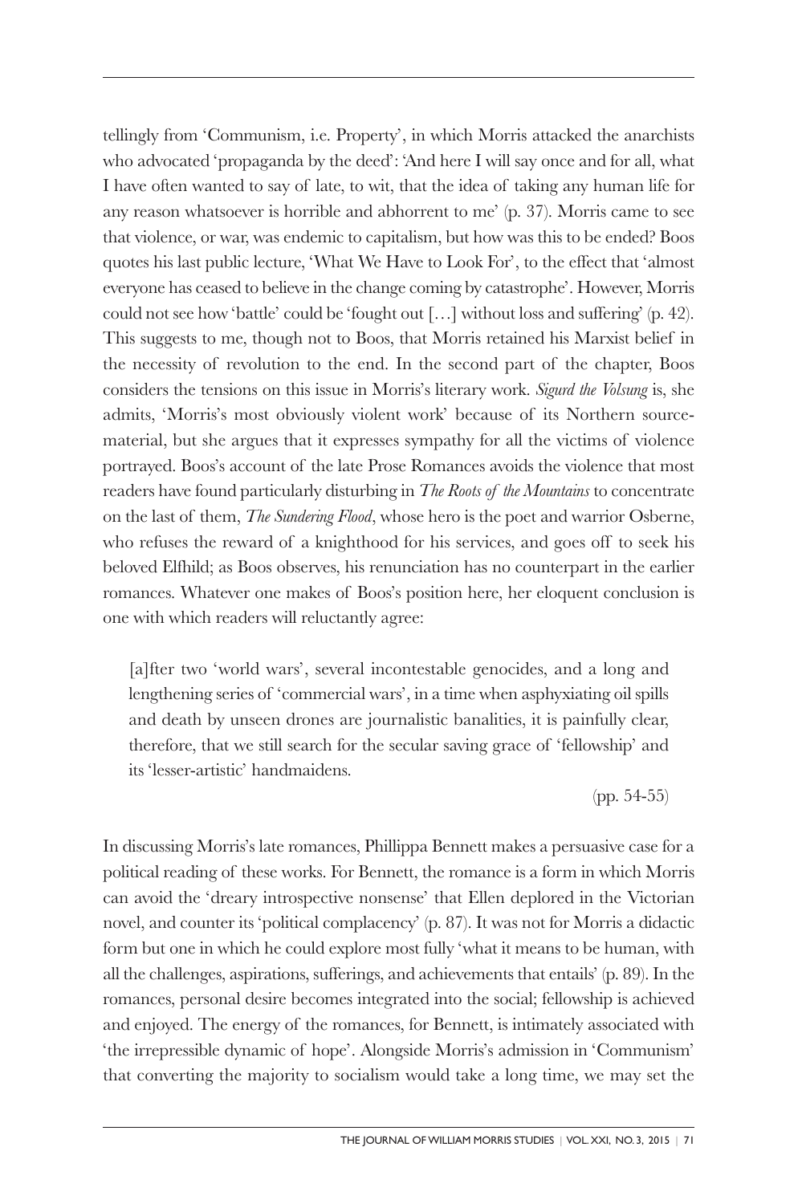tellingly from 'Communism, i.e. Property', in which Morris attacked the anarchists who advocated 'propaganda by the deed': 'And here I will say once and for all, what I have often wanted to say of late, to wit, that the idea of taking any human life for any reason whatsoever is horrible and abhorrent to me' (p. 37). Morris came to see that violence, or war, was endemic to capitalism, but how was this to be ended? Boos quotes his last public lecture, 'What We Have to Look For', to the effect that 'almost everyone has ceased to believe in the change coming by catastrophe'. However, Morris could not see how 'battle' could be 'fought out […] without loss and suffering' (p. 42). This suggests to me, though not to Boos, that Morris retained his Marxist belief in the necessity of revolution to the end. In the second part of the chapter, Boos considers the tensions on this issue in Morris's literary work. *Sigurd the Volsung* is, she admits, 'Morris's most obviously violent work' because of its Northern source-material, but she argues that it expresses sympathy for all the victims of violence portrayed. Boos's account of the late Prose Romances avoids the violence that most readers have found particularly disturbing in *The Roots of the Mountains* to concentrate on the last of them, *The Sundering Flood*, whose hero is the poet and warrior Osberne, who refuses the reward of a knighthood for his services, and goes off to seek his beloved Elfhild; as Boos observes, his renunciation has no counterpart in the earlier romances. Whatever one makes of Boos's position here, her eloquent conclusion is one with which readers will reluctantly agree:

> [a]fter two 'world wars', several incontestable genocides, and a long and lengthening series of 'commercial wars', in a time when asphyxiating oil spills and death by unseen drones are journalistic banalities, it is painfully clear, therefore, that we still search for the secular saving grace of 'fellowship' and its 'lesser-artistic' handmaidens.
>
> (pp. 54-55)

In discussing Morris's late romances, Phillippa Bennett makes a persuasive case for a political reading of these works. For Bennett, the romance is a form in which Morris can avoid the 'dreary introspective nonsense' that Ellen deplored in the Victorian novel, and counter its 'political complacency' (p. 87). It was not for Morris a didactic form but one in which he could explore most fully 'what it means to be human, with all the challenges, aspirations, sufferings, and achievements that entails' (p. 89). In the romances, personal desire becomes integrated into the social; fellowship is achieved and enjoyed. The energy of the romances, for Bennett, is intimately associated with 'the irrepressible dynamic of hope'. Alongside Morris's admission in 'Communism' that converting the majority to socialism would take a long time, we may set the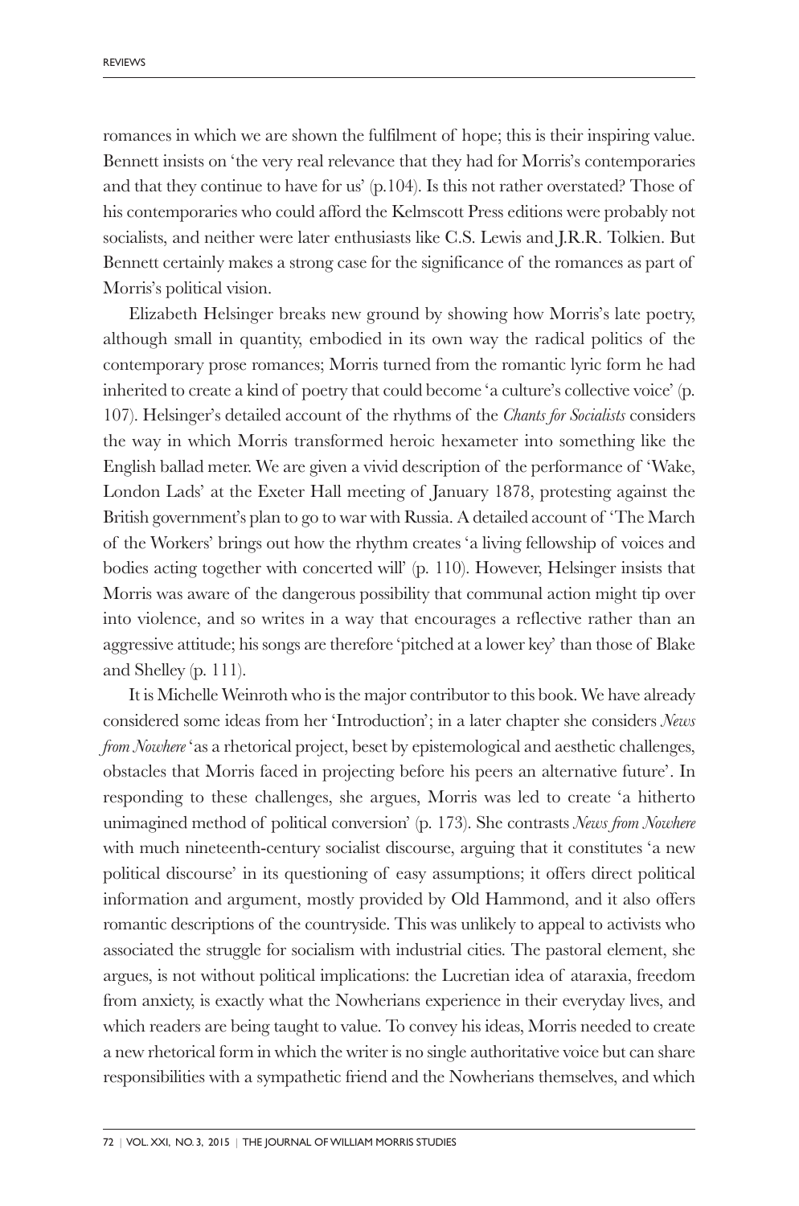romances in which we are shown the fulfilment of hope; this is their inspiring value. Bennett insists on 'the very real relevance that they had for Morris's contemporaries and that they continue to have for us' (p.104). Is this not rather overstated? Those of his contemporaries who could afford the Kelmscott Press editions were probably not socialists, and neither were later enthusiasts like C.S. Lewis and J.R.R. Tolkien. But Bennett certainly makes a strong case for the significance of the romances as part of Morris's political vision.

Elizabeth Helsinger breaks new ground by showing how Morris's late poetry, although small in quantity, embodied in its own way the radical politics of the contemporary prose romances; Morris turned from the romantic lyric form he had inherited to create a kind of poetry that could become 'a culture's collective voice' (p. 107). Helsinger's detailed account of the rhythms of the *Chants for Socialists* considers the way in which Morris transformed heroic hexameter into something like the English ballad meter. We are given a vivid description of the performance of 'Wake, London Lads' at the Exeter Hall meeting of January 1878, protesting against the British government's plan to go to war with Russia. A detailed account of 'The March of the Workers' brings out how the rhythm creates 'a living fellowship of voices and bodies acting together with concerted will' (p. 110). However, Helsinger insists that Morris was aware of the dangerous possibility that communal action might tip over into violence, and so writes in a way that encourages a reflective rather than an aggressive attitude; his songs are therefore 'pitched at a lower key' than those of Blake and Shelley (p. 111).

It is Michelle Weinroth who is the major contributor to this book. We have already considered some ideas from her 'Introduction'; in a later chapter she considers *News from Nowhere* 'as a rhetorical project, beset by epistemological and aesthetic challenges, obstacles that Morris faced in projecting before his peers an alternative future'. In responding to these challenges, she argues, Morris was led to create 'a hitherto unimagined method of political conversion' (p. 173). She contrasts *News from Nowhere* with much nineteenth-century socialist discourse, arguing that it constitutes 'a new political discourse' in its questioning of easy assumptions; it offers direct political information and argument, mostly provided by Old Hammond, and it also offers romantic descriptions of the countryside. This was unlikely to appeal to activists who associated the struggle for socialism with industrial cities. The pastoral element, she argues, is not without political implications: the Lucretian idea of ataraxia, freedom from anxiety, is exactly what the Nowherians experience in their everyday lives, and which readers are being taught to value. To convey his ideas, Morris needed to create a new rhetorical form in which the writer is no single authoritative voice but can share responsibilities with a sympathetic friend and the Nowherians themselves, and which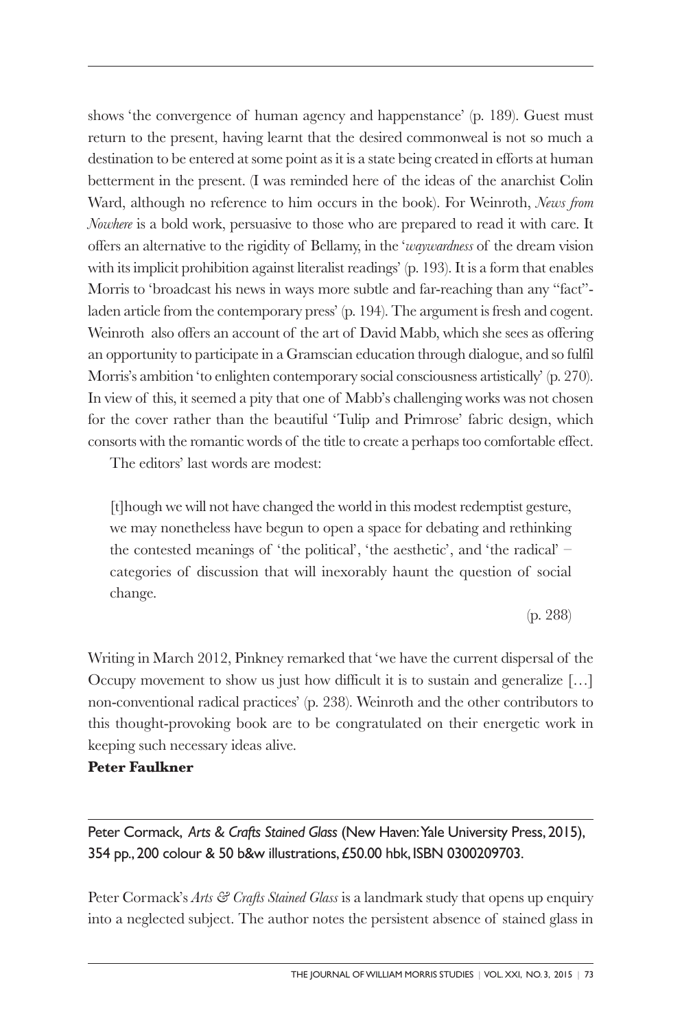shows 'the convergence of human agency and happenstance' (p. 189). Guest must return to the present, having learnt that the desired commonweal is not so much a destination to be entered at some point as it is a state being created in efforts at human betterment in the present. (I was reminded here of the ideas of the anarchist Colin Ward, although no reference to him occurs in the book). For Weinroth, *News from Nowhere* is a bold work, persuasive to those who are prepared to read it with care. It offers an alternative to the rigidity of Bellamy, in the '*waywardness* of the dream vision with its implicit prohibition against literalist readings' (p. 193). It is a form that enables Morris to 'broadcast his news in ways more subtle and far-reaching than any "fact"-laden article from the contemporary press' (p. 194). The argument is fresh and cogent. Weinroth also offers an account of the art of David Mabb, which she sees as offering an opportunity to participate in a Gramscian education through dialogue, and so fulfil Morris's ambition 'to enlighten contemporary social consciousness artistically' (p. 270). In view of this, it seemed a pity that one of Mabb's challenging works was not chosen for the cover rather than the beautiful 'Tulip and Primrose' fabric design, which consorts with the romantic words of the title to create a perhaps too comfortable effect.

The editors' last words are modest:

> [t]hough we will not have changed the world in this modest redemptist gesture, we may nonetheless have begun to open a space for debating and rethinking the contested meanings of 'the political', 'the aesthetic', and 'the radical' – categories of discussion that will inexorably haunt the question of social change.
>
> (p. 288)

Writing in March 2012, Pinkney remarked that 'we have the current dispersal of the Occupy movement to show us just how difficult it is to sustain and generalize […] non-conventional radical practices' (p. 238). Weinroth and the other contributors to this thought-provoking book are to be congratulated on their energetic work in keeping such necessary ideas alive.

**Peter Faulkner**

---

Peter Cormack, *Arts & Crafts Stained Glass* (New Haven: Yale University Press, 2015), 354 pp., 200 colour & 50 b&w illustrations, £50.00 hbk, ISBN 0300209703.

Peter Cormack's *Arts & Crafts Stained Glass* is a landmark study that opens up enquiry into a neglected subject. The author notes the persistent absence of stained glass in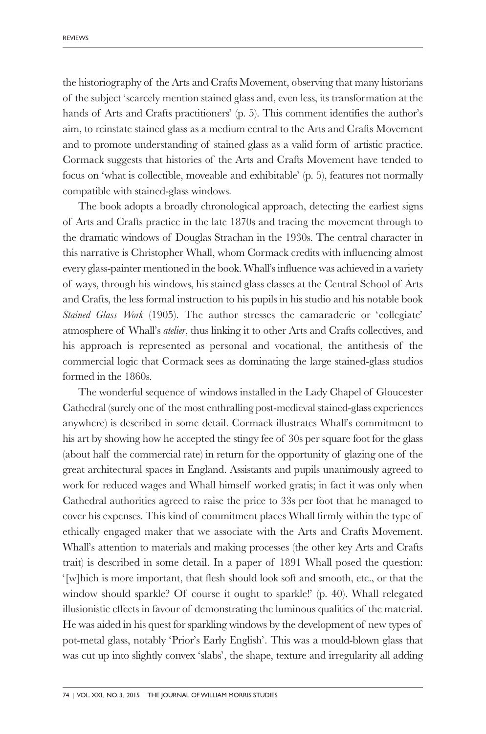the historiography of the Arts and Crafts Movement, observing that many historians of the subject 'scarcely mention stained glass and, even less, its transformation at the hands of Arts and Crafts practitioners' (p. 5). This comment identifies the author's aim, to reinstate stained glass as a medium central to the Arts and Crafts Movement and to promote understanding of stained glass as a valid form of artistic practice. Cormack suggests that histories of the Arts and Crafts Movement have tended to focus on 'what is collectible, moveable and exhibitable' (p. 5), features not normally compatible with stained-glass windows.

The book adopts a broadly chronological approach, detecting the earliest signs of Arts and Crafts practice in the late 1870s and tracing the movement through to the dramatic windows of Douglas Strachan in the 1930s. The central character in this narrative is Christopher Whall, whom Cormack credits with influencing almost every glass-painter mentioned in the book. Whall's influence was achieved in a variety of ways, through his windows, his stained glass classes at the Central School of Arts and Crafts, the less formal instruction to his pupils in his studio and his notable book *Stained Glass Work* (1905). The author stresses the camaraderie or 'collegiate' atmosphere of Whall's *atelier*, thus linking it to other Arts and Crafts collectives, and his approach is represented as personal and vocational, the antithesis of the commercial logic that Cormack sees as dominating the large stained-glass studios formed in the 1860s.

The wonderful sequence of windows installed in the Lady Chapel of Gloucester Cathedral (surely one of the most enthralling post-medieval stained-glass experiences anywhere) is described in some detail. Cormack illustrates Whall's commitment to his art by showing how he accepted the stingy fee of 30s per square foot for the glass (about half the commercial rate) in return for the opportunity of glazing one of the great architectural spaces in England. Assistants and pupils unanimously agreed to work for reduced wages and Whall himself worked gratis; in fact it was only when Cathedral authorities agreed to raise the price to 33s per foot that he managed to cover his expenses. This kind of commitment places Whall firmly within the type of ethically engaged maker that we associate with the Arts and Crafts Movement. Whall's attention to materials and making processes (the other key Arts and Crafts trait) is described in some detail. In a paper of 1891 Whall posed the question: '[w]hich is more important, that flesh should look soft and smooth, etc., or that the window should sparkle? Of course it ought to sparkle!' (p. 40). Whall relegated illusionistic effects in favour of demonstrating the luminous qualities of the material. He was aided in his quest for sparkling windows by the development of new types of pot-metal glass, notably 'Prior's Early English'. This was a mould-blown glass that was cut up into slightly convex 'slabs', the shape, texture and irregularity all adding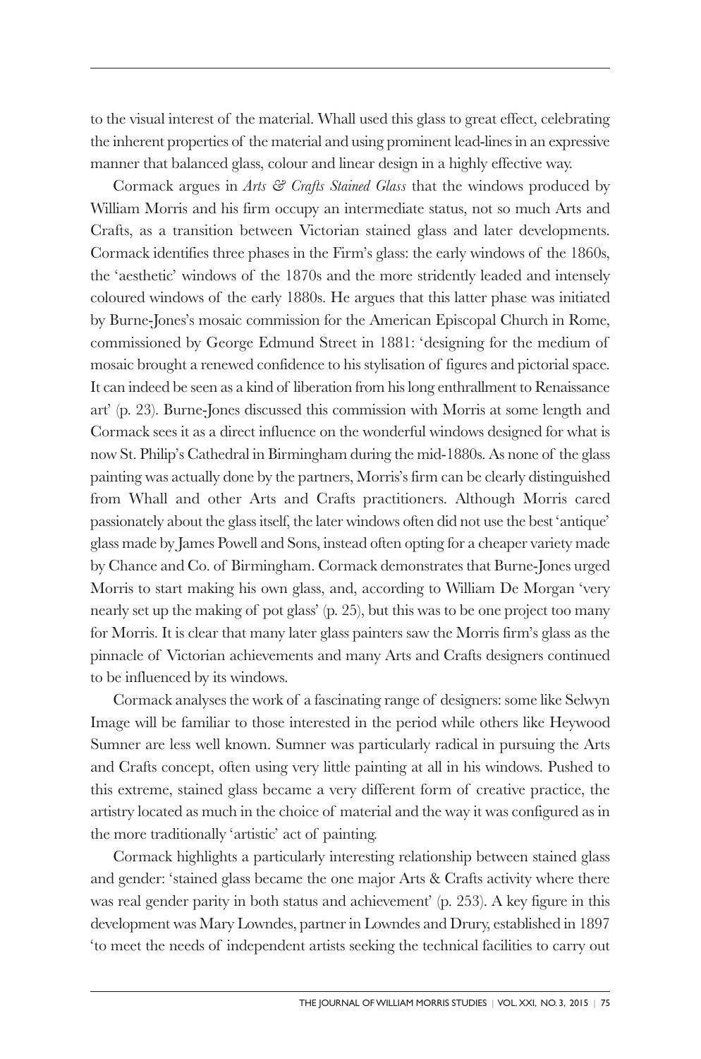to the visual interest of the material. Whall used this glass to great effect, celebrating the inherent properties of the material and using prominent lead-lines in an expressive manner that balanced glass, colour and linear design in a highly effective way.

Cormack argues in *Arts & Crafts Stained Glass* that the windows produced by William Morris and his firm occupy an intermediate status, not so much Arts and Crafts, as a transition between Victorian stained glass and later developments. Cormack identifies three phases in the Firm's glass: the early windows of the 1860s, the 'aesthetic' windows of the 1870s and the more stridently leaded and intensely coloured windows of the early 1880s. He argues that this latter phase was initiated by Burne-Jones's mosaic commission for the American Episcopal Church in Rome, commissioned by George Edmund Street in 1881: 'designing for the medium of mosaic brought a renewed confidence to his stylisation of figures and pictorial space. It can indeed be seen as a kind of liberation from his long enthrallment to Renaissance art' (p. 23). Burne-Jones discussed this commission with Morris at some length and Cormack sees it as a direct influence on the wonderful windows designed for what is now St. Philip's Cathedral in Birmingham during the mid-1880s. As none of the glass painting was actually done by the partners, Morris's firm can be clearly distinguished from Whall and other Arts and Crafts practitioners. Although Morris cared passionately about the glass itself, the later windows often did not use the best 'antique' glass made by James Powell and Sons, instead often opting for a cheaper variety made by Chance and Co. of Birmingham. Cormack demonstrates that Burne-Jones urged Morris to start making his own glass, and, according to William De Morgan 'very nearly set up the making of pot glass' (p. 25), but this was to be one project too many for Morris. It is clear that many later glass painters saw the Morris firm's glass as the pinnacle of Victorian achievements and many Arts and Crafts designers continued to be influenced by its windows.

Cormack analyses the work of a fascinating range of designers: some like Selwyn Image will be familiar to those interested in the period while others like Heywood Sumner are less well known. Sumner was particularly radical in pursuing the Arts and Crafts concept, often using very little painting at all in his windows. Pushed to this extreme, stained glass became a very different form of creative practice, the artistry located as much in the choice of material and the way it was configured as in the more traditionally 'artistic' act of painting.

Cormack highlights a particularly interesting relationship between stained glass and gender: 'stained glass became the one major Arts & Crafts activity where there was real gender parity in both status and achievement' (p. 253). A key figure in this development was Mary Lowndes, partner in Lowndes and Drury, established in 1897 'to meet the needs of independent artists seeking the technical facilities to carry out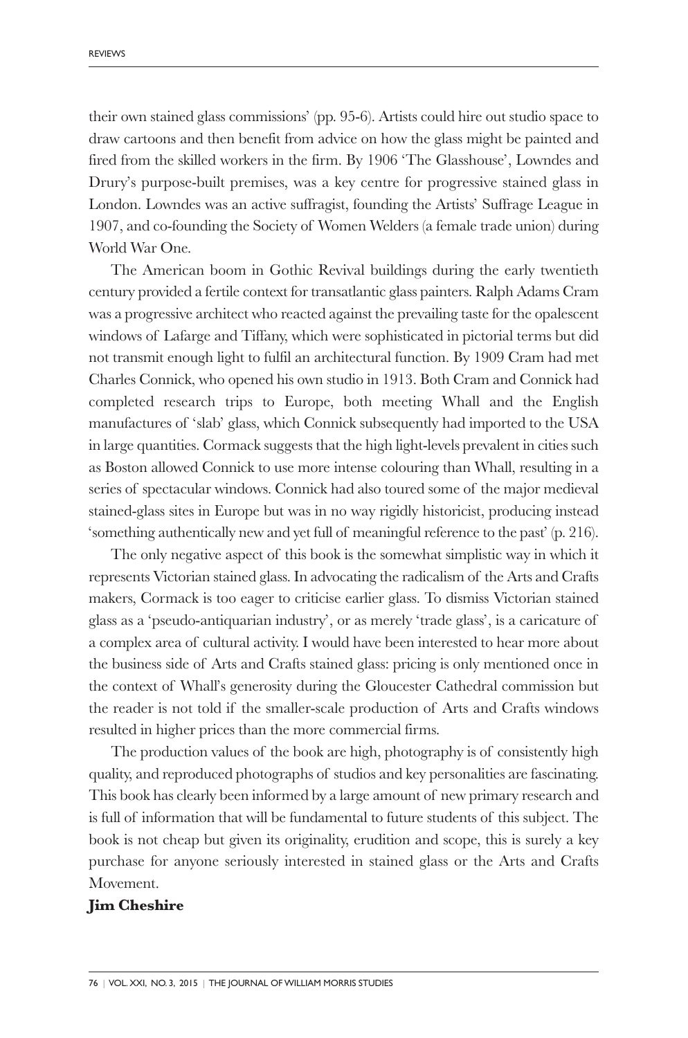their own stained glass commissions' (pp. 95-6). Artists could hire out studio space to draw cartoons and then benefit from advice on how the glass might be painted and fired from the skilled workers in the firm. By 1906 'The Glasshouse', Lowndes and Drury's purpose-built premises, was a key centre for progressive stained glass in London. Lowndes was an active suffragist, founding the Artists' Suffrage League in 1907, and co-founding the Society of Women Welders (a female trade union) during World War One.

The American boom in Gothic Revival buildings during the early twentieth century provided a fertile context for transatlantic glass painters. Ralph Adams Cram was a progressive architect who reacted against the prevailing taste for the opalescent windows of Lafarge and Tiffany, which were sophisticated in pictorial terms but did not transmit enough light to fulfil an architectural function. By 1909 Cram had met Charles Connick, who opened his own studio in 1913. Both Cram and Connick had completed research trips to Europe, both meeting Whall and the English manufactures of 'slab' glass, which Connick subsequently had imported to the USA in large quantities. Cormack suggests that the high light-levels prevalent in cities such as Boston allowed Connick to use more intense colouring than Whall, resulting in a series of spectacular windows. Connick had also toured some of the major medieval stained-glass sites in Europe but was in no way rigidly historicist, producing instead 'something authentically new and yet full of meaningful reference to the past' (p. 216).

The only negative aspect of this book is the somewhat simplistic way in which it represents Victorian stained glass. In advocating the radicalism of the Arts and Crafts makers, Cormack is too eager to criticise earlier glass. To dismiss Victorian stained glass as a 'pseudo-antiquarian industry', or as merely 'trade glass', is a caricature of a complex area of cultural activity. I would have been interested to hear more about the business side of Arts and Crafts stained glass: pricing is only mentioned once in the context of Whall's generosity during the Gloucester Cathedral commission but the reader is not told if the smaller-scale production of Arts and Crafts windows resulted in higher prices than the more commercial firms.

The production values of the book are high, photography is of consistently high quality, and reproduced photographs of studios and key personalities are fascinating. This book has clearly been informed by a large amount of new primary research and is full of information that will be fundamental to future students of this subject. The book is not cheap but given its originality, erudition and scope, this is surely a key purchase for anyone seriously interested in stained glass or the Arts and Crafts Movement.

**Jim Cheshire**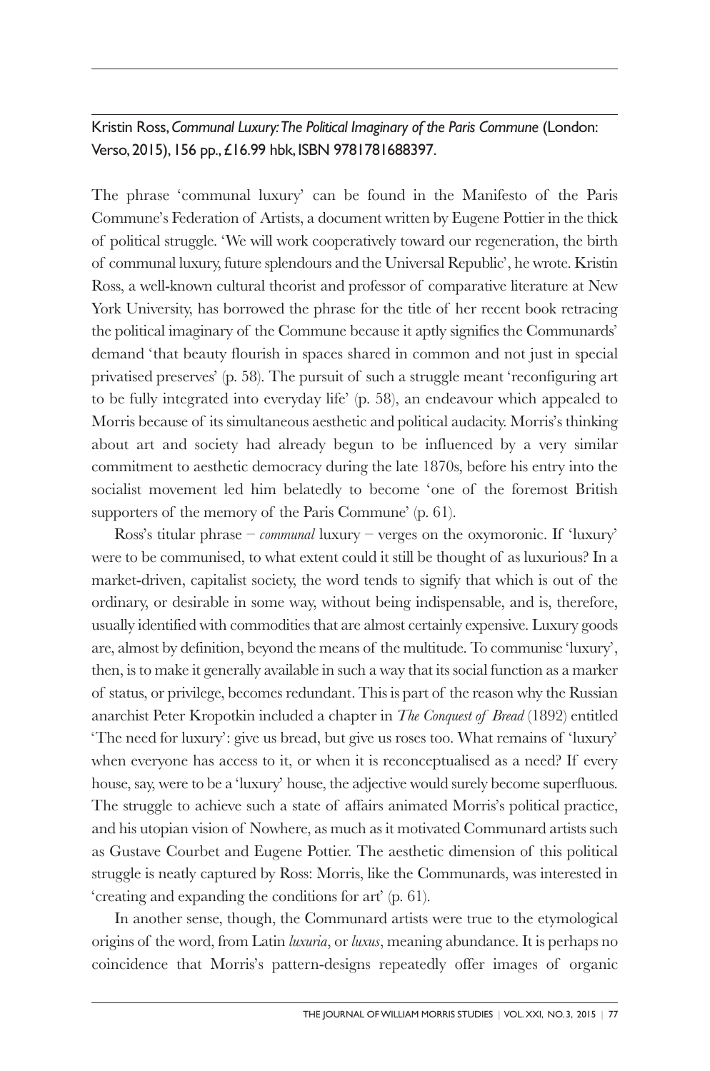Kristin Ross, *Communal Luxury: The Political Imaginary of the Paris Commune* (London: Verso, 2015), 156 pp., £16.99 hbk, ISBN 9781781688397.

The phrase 'communal luxury' can be found in the Manifesto of the Paris Commune's Federation of Artists, a document written by Eugene Pottier in the thick of political struggle. 'We will work cooperatively toward our regeneration, the birth of communal luxury, future splendours and the Universal Republic', he wrote. Kristin Ross, a well-known cultural theorist and professor of comparative literature at New York University, has borrowed the phrase for the title of her recent book retracing the political imaginary of the Commune because it aptly signifies the Communards' demand 'that beauty flourish in spaces shared in common and not just in special privatised preserves' (p. 58). The pursuit of such a struggle meant 'reconfiguring art to be fully integrated into everyday life' (p. 58), an endeavour which appealed to Morris because of its simultaneous aesthetic and political audacity. Morris's thinking about art and society had already begun to be influenced by a very similar commitment to aesthetic democracy during the late 1870s, before his entry into the socialist movement led him belatedly to become 'one of the foremost British supporters of the memory of the Paris Commune' (p. 61).

Ross's titular phrase – *communal* luxury – verges on the oxymoronic. If 'luxury' were to be communised, to what extent could it still be thought of as luxurious? In a market-driven, capitalist society, the word tends to signify that which is out of the ordinary, or desirable in some way, without being indispensable, and is, therefore, usually identified with commodities that are almost certainly expensive. Luxury goods are, almost by definition, beyond the means of the multitude. To communise 'luxury', then, is to make it generally available in such a way that its social function as a marker of status, or privilege, becomes redundant. This is part of the reason why the Russian anarchist Peter Kropotkin included a chapter in *The Conquest of Bread* (1892) entitled 'The need for luxury': give us bread, but give us roses too. What remains of 'luxury' when everyone has access to it, or when it is reconceptualised as a need? If every house, say, were to be a 'luxury' house, the adjective would surely become superfluous. The struggle to achieve such a state of affairs animated Morris's political practice, and his utopian vision of Nowhere, as much as it motivated Communard artists such as Gustave Courbet and Eugene Pottier. The aesthetic dimension of this political struggle is neatly captured by Ross: Morris, like the Communards, was interested in 'creating and expanding the conditions for art' (p. 61).

In another sense, though, the Communard artists were true to the etymological origins of the word, from Latin *luxuria*, or *luxus*, meaning abundance. It is perhaps no coincidence that Morris's pattern-designs repeatedly offer images of organic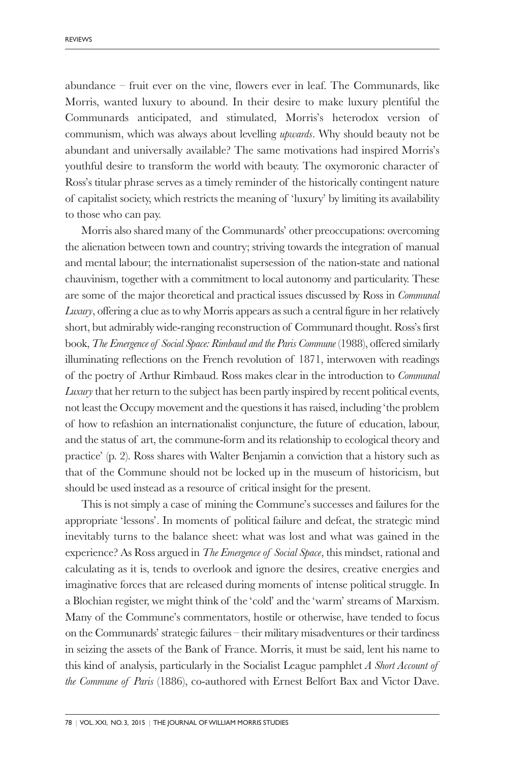abundance – fruit ever on the vine, flowers ever in leaf. The Communards, like Morris, wanted luxury to abound. In their desire to make luxury plentiful the Communards anticipated, and stimulated, Morris's heterodox version of communism, which was always about levelling *upwards*. Why should beauty not be abundant and universally available? The same motivations had inspired Morris's youthful desire to transform the world with beauty. The oxymoronic character of Ross's titular phrase serves as a timely reminder of the historically contingent nature of capitalist society, which restricts the meaning of 'luxury' by limiting its availability to those who can pay.

Morris also shared many of the Communards' other preoccupations: overcoming the alienation between town and country; striving towards the integration of manual and mental labour; the internationalist supersession of the nation-state and national chauvinism, together with a commitment to local autonomy and particularity. These are some of the major theoretical and practical issues discussed by Ross in *Communal Luxury*, offering a clue as to why Morris appears as such a central figure in her relatively short, but admirably wide-ranging reconstruction of Communard thought. Ross's first book, *The Emergence of Social Space: Rimbaud and the Paris Commune* (1988), offered similarly illuminating reflections on the French revolution of 1871, interwoven with readings of the poetry of Arthur Rimbaud. Ross makes clear in the introduction to *Communal Luxury* that her return to the subject has been partly inspired by recent political events, not least the Occupy movement and the questions it has raised, including 'the problem of how to refashion an internationalist conjuncture, the future of education, labour, and the status of art, the commune-form and its relationship to ecological theory and practice' (p. 2). Ross shares with Walter Benjamin a conviction that a history such as that of the Commune should not be locked up in the museum of historicism, but should be used instead as a resource of critical insight for the present.

This is not simply a case of mining the Commune's successes and failures for the appropriate 'lessons'. In moments of political failure and defeat, the strategic mind inevitably turns to the balance sheet: what was lost and what was gained in the experience? As Ross argued in *The Emergence of Social Space*, this mindset, rational and calculating as it is, tends to overlook and ignore the desires, creative energies and imaginative forces that are released during moments of intense political struggle. In a Blochian register, we might think of the 'cold' and the 'warm' streams of Marxism. Many of the Commune's commentators, hostile or otherwise, have tended to focus on the Communards' strategic failures – their military misadventures or their tardiness in seizing the assets of the Bank of France. Morris, it must be said, lent his name to this kind of analysis, particularly in the Socialist League pamphlet *A Short Account of the Commune of Paris* (1886), co-authored with Ernest Belfort Bax and Victor Dave.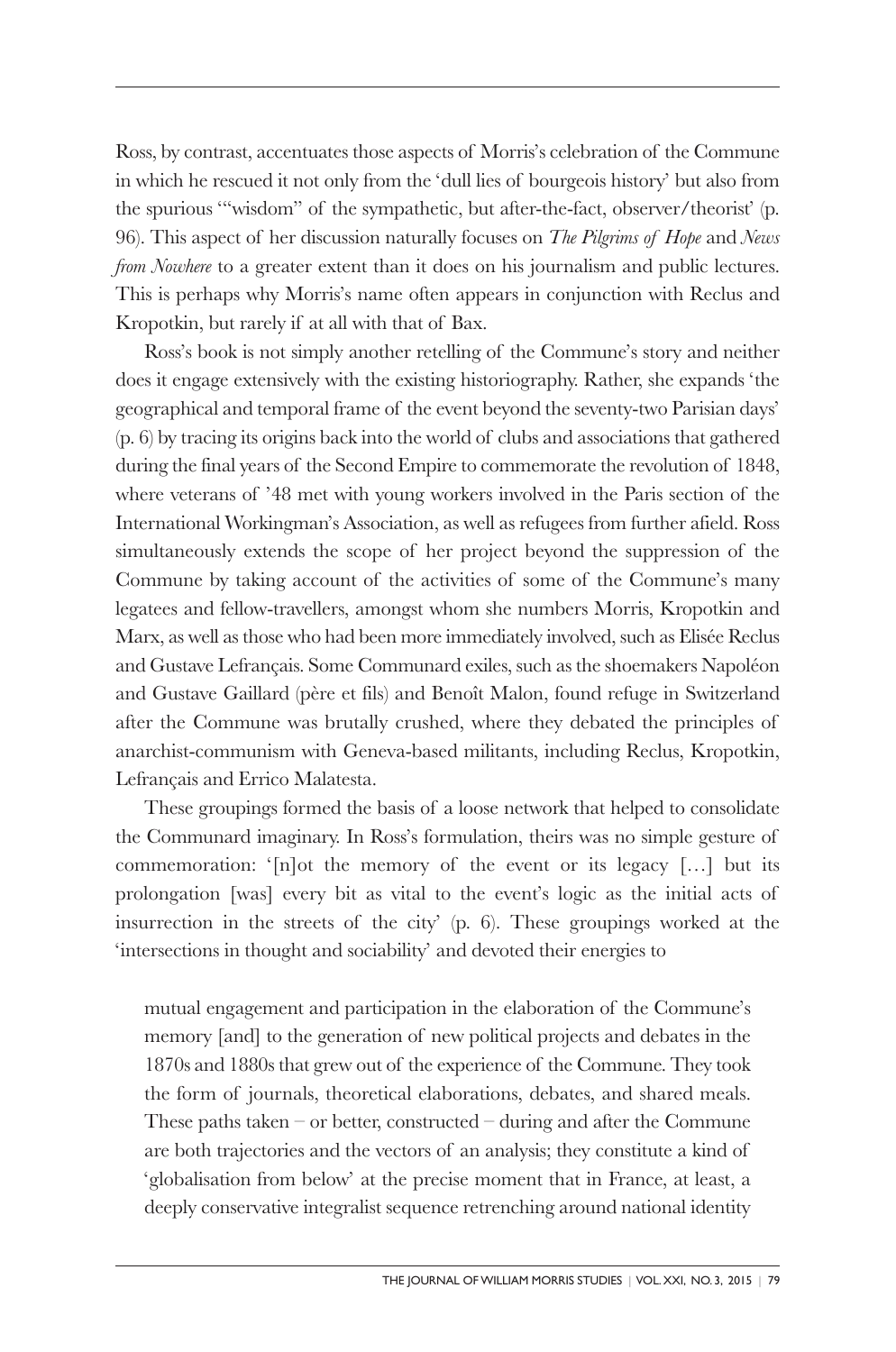Ross, by contrast, accentuates those aspects of Morris's celebration of the Commune in which he rescued it not only from the 'dull lies of bourgeois history' but also from the spurious '"wisdom" of the sympathetic, but after-the-fact, observer/theorist' (p. 96). This aspect of her discussion naturally focuses on *The Pilgrims of Hope* and *News from Nowhere* to a greater extent than it does on his journalism and public lectures. This is perhaps why Morris's name often appears in conjunction with Reclus and Kropotkin, but rarely if at all with that of Bax.

Ross's book is not simply another retelling of the Commune's story and neither does it engage extensively with the existing historiography. Rather, she expands 'the geographical and temporal frame of the event beyond the seventy-two Parisian days' (p. 6) by tracing its origins back into the world of clubs and associations that gathered during the final years of the Second Empire to commemorate the revolution of 1848, where veterans of '48 met with young workers involved in the Paris section of the International Workingman's Association, as well as refugees from further afield. Ross simultaneously extends the scope of her project beyond the suppression of the Commune by taking account of the activities of some of the Commune's many legatees and fellow-travellers, amongst whom she numbers Morris, Kropotkin and Marx, as well as those who had been more immediately involved, such as Elisée Reclus and Gustave Lefrançais. Some Communard exiles, such as the shoemakers Napoléon and Gustave Gaillard (père et fils) and Benoît Malon, found refuge in Switzerland after the Commune was brutally crushed, where they debated the principles of anarchist-communism with Geneva-based militants, including Reclus, Kropotkin, Lefrançais and Errico Malatesta.

These groupings formed the basis of a loose network that helped to consolidate the Communard imaginary. In Ross's formulation, theirs was no simple gesture of commemoration: '[n]ot the memory of the event or its legacy […] but its prolongation [was] every bit as vital to the event's logic as the initial acts of insurrection in the streets of the city' (p. 6). These groupings worked at the 'intersections in thought and sociability' and devoted their energies to

> mutual engagement and participation in the elaboration of the Commune's memory [and] to the generation of new political projects and debates in the 1870s and 1880s that grew out of the experience of the Commune. They took the form of journals, theoretical elaborations, debates, and shared meals. These paths taken – or better, constructed – during and after the Commune are both trajectories and the vectors of an analysis; they constitute a kind of 'globalisation from below' at the precise moment that in France, at least, a deeply conservative integralist sequence retrenching around national identity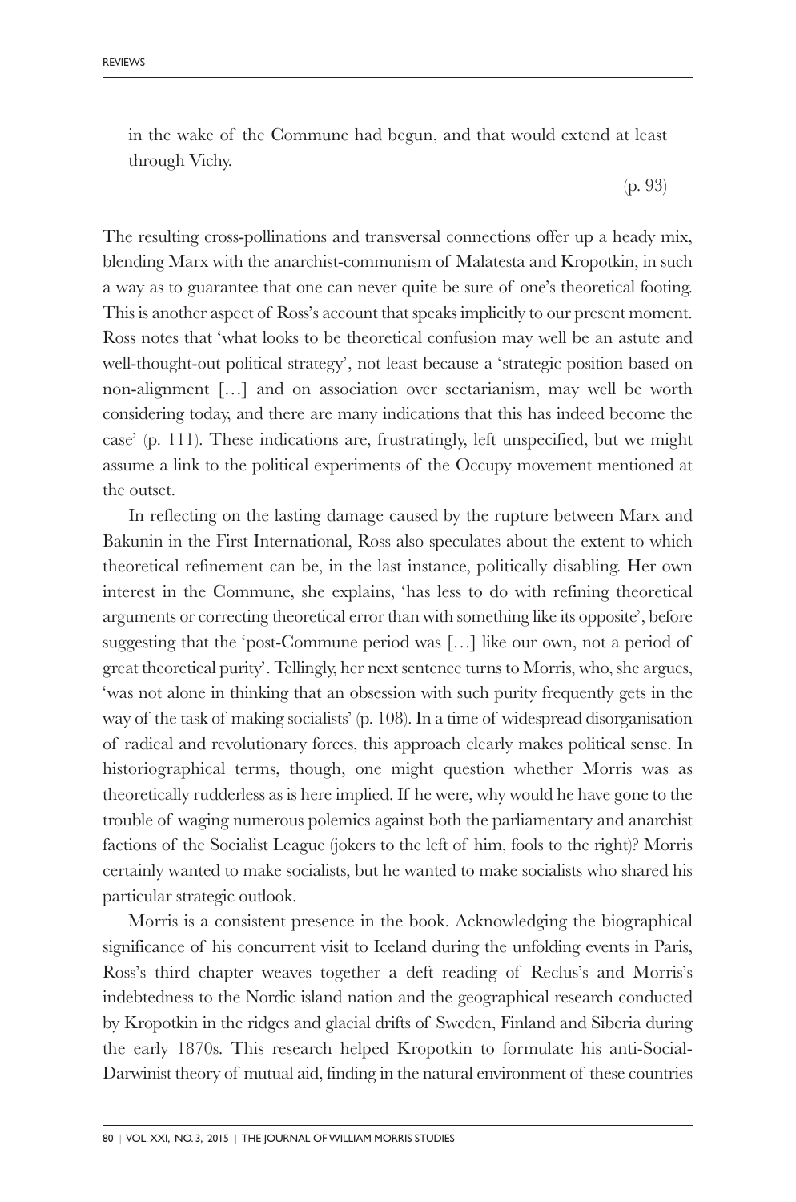in the wake of the Commune had begun, and that would extend at least through Vichy.

(p. 93)

The resulting cross-pollinations and transversal connections offer up a heady mix, blending Marx with the anarchist-communism of Malatesta and Kropotkin, in such a way as to guarantee that one can never quite be sure of one's theoretical footing. This is another aspect of Ross's account that speaks implicitly to our present moment. Ross notes that 'what looks to be theoretical confusion may well be an astute and well-thought-out political strategy', not least because a 'strategic position based on non-alignment […] and on association over sectarianism, may well be worth considering today, and there are many indications that this has indeed become the case' (p. 111). These indications are, frustratingly, left unspecified, but we might assume a link to the political experiments of the Occupy movement mentioned at the outset.

In reflecting on the lasting damage caused by the rupture between Marx and Bakunin in the First International, Ross also speculates about the extent to which theoretical refinement can be, in the last instance, politically disabling. Her own interest in the Commune, she explains, 'has less to do with refining theoretical arguments or correcting theoretical error than with something like its opposite', before suggesting that the 'post-Commune period was […] like our own, not a period of great theoretical purity'. Tellingly, her next sentence turns to Morris, who, she argues, 'was not alone in thinking that an obsession with such purity frequently gets in the way of the task of making socialists' (p. 108). In a time of widespread disorganisation of radical and revolutionary forces, this approach clearly makes political sense. In historiographical terms, though, one might question whether Morris was as theoretically rudderless as is here implied. If he were, why would he have gone to the trouble of waging numerous polemics against both the parliamentary and anarchist factions of the Socialist League (jokers to the left of him, fools to the right)? Morris certainly wanted to make socialists, but he wanted to make socialists who shared his particular strategic outlook.

Morris is a consistent presence in the book. Acknowledging the biographical significance of his concurrent visit to Iceland during the unfolding events in Paris, Ross's third chapter weaves together a deft reading of Reclus's and Morris's indebtedness to the Nordic island nation and the geographical research conducted by Kropotkin in the ridges and glacial drifts of Sweden, Finland and Siberia during the early 1870s. This research helped Kropotkin to formulate his anti-Social-Darwinist theory of mutual aid, finding in the natural environment of these countries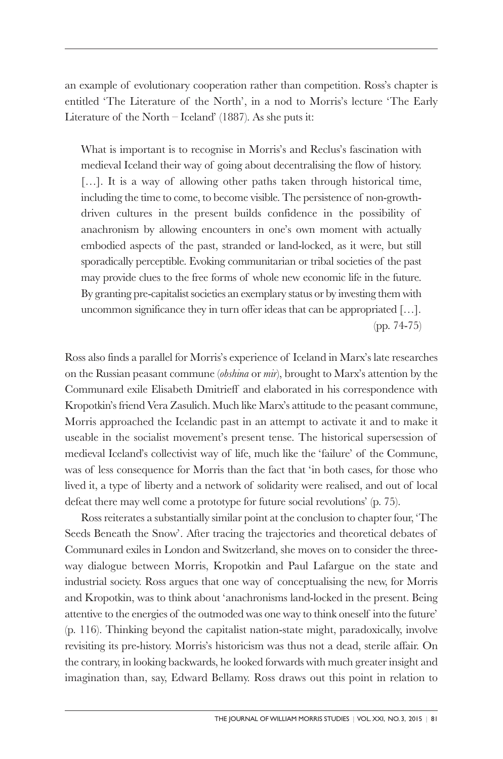an example of evolutionary cooperation rather than competition. Ross's chapter is entitled 'The Literature of the North', in a nod to Morris's lecture 'The Early Literature of the North – Iceland' (1887). As she puts it:

> What is important is to recognise in Morris's and Reclus's fascination with medieval Iceland their way of going about decentralising the flow of history. […]. It is a way of allowing other paths taken through historical time, including the time to come, to become visible. The persistence of non-growth-driven cultures in the present builds confidence in the possibility of anachronism by allowing encounters in one's own moment with actually embodied aspects of the past, stranded or land-locked, as it were, but still sporadically perceptible. Evoking communitarian or tribal societies of the past may provide clues to the free forms of whole new economic life in the future. By granting pre-capitalist societies an exemplary status or by investing them with uncommon significance they in turn offer ideas that can be appropriated […]. (pp. 74-75)

Ross also finds a parallel for Morris's experience of Iceland in Marx's late researches on the Russian peasant commune (*obshina* or *mir*), brought to Marx's attention by the Communard exile Elisabeth Dmitrieff and elaborated in his correspondence with Kropotkin's friend Vera Zasulich. Much like Marx's attitude to the peasant commune, Morris approached the Icelandic past in an attempt to activate it and to make it useable in the socialist movement's present tense. The historical supersession of medieval Iceland's collectivist way of life, much like the 'failure' of the Commune, was of less consequence for Morris than the fact that 'in both cases, for those who lived it, a type of liberty and a network of solidarity were realised, and out of local defeat there may well come a prototype for future social revolutions' (p. 75).

Ross reiterates a substantially similar point at the conclusion to chapter four, 'The Seeds Beneath the Snow'. After tracing the trajectories and theoretical debates of Communard exiles in London and Switzerland, she moves on to consider the three-way dialogue between Morris, Kropotkin and Paul Lafargue on the state and industrial society. Ross argues that one way of conceptualising the new, for Morris and Kropotkin, was to think about 'anachronisms land-locked in the present. Being attentive to the energies of the outmoded was one way to think oneself into the future' (p. 116). Thinking beyond the capitalist nation-state might, paradoxically, involve revisiting its pre-history. Morris's historicism was thus not a dead, sterile affair. On the contrary, in looking backwards, he looked forwards with much greater insight and imagination than, say, Edward Bellamy. Ross draws out this point in relation to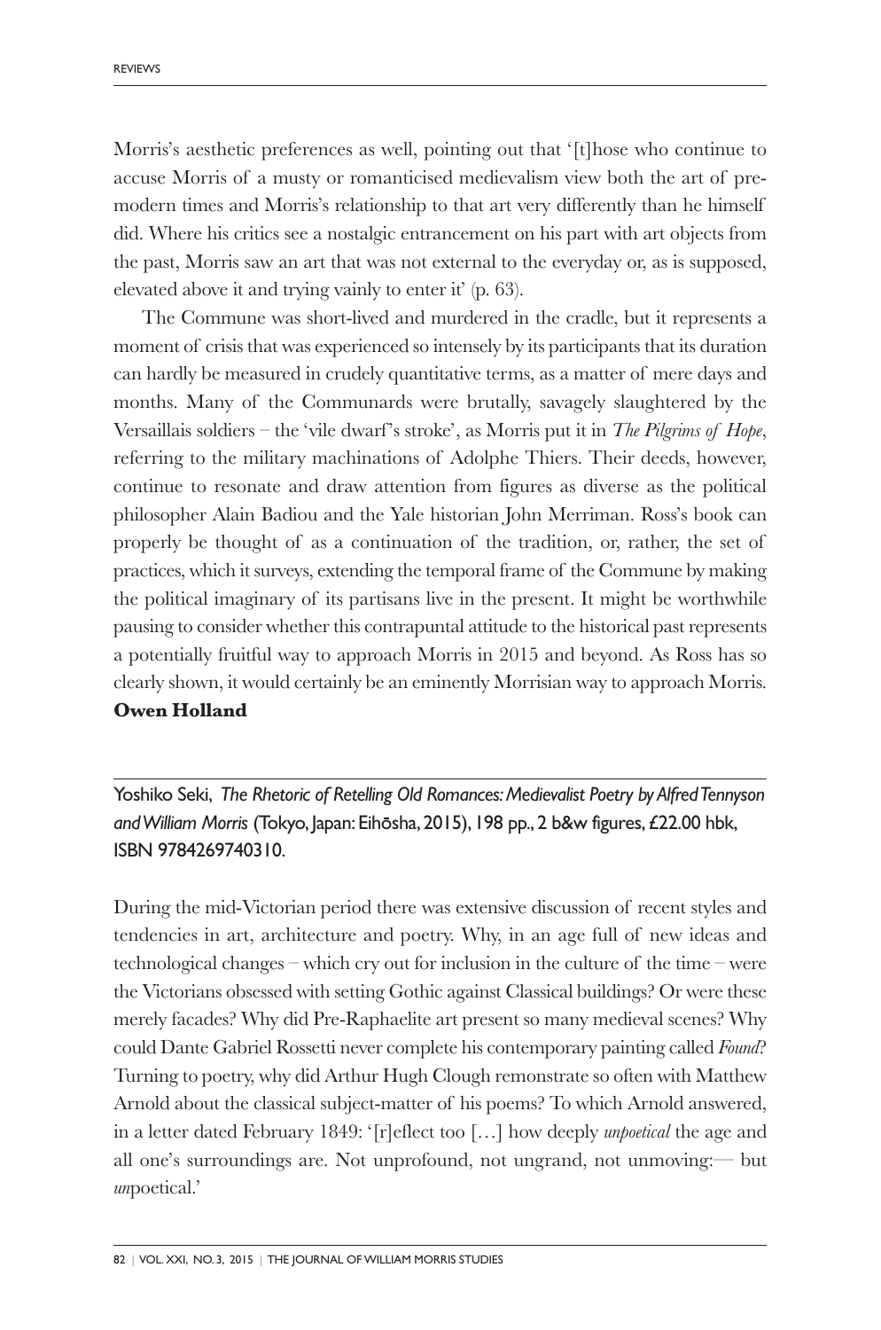Morris's aesthetic preferences as well, pointing out that '[t]hose who continue to accuse Morris of a musty or romanticised medievalism view both the art of pre-modern times and Morris's relationship to that art very differently than he himself did. Where his critics see a nostalgic entrancement on his part with art objects from the past, Morris saw an art that was not external to the everyday or, as is supposed, elevated above it and trying vainly to enter it' (p. 63).

The Commune was short-lived and murdered in the cradle, but it represents a moment of crisis that was experienced so intensely by its participants that its duration can hardly be measured in crudely quantitative terms, as a matter of mere days and months. Many of the Communards were brutally, savagely slaughtered by the Versaillais soldiers – the 'vile dwarf's stroke', as Morris put it in *The Pilgrims of Hope*, referring to the military machinations of Adolphe Thiers. Their deeds, however, continue to resonate and draw attention from figures as diverse as the political philosopher Alain Badiou and the Yale historian John Merriman. Ross's book can properly be thought of as a continuation of the tradition, or, rather, the set of practices, which it surveys, extending the temporal frame of the Commune by making the political imaginary of its partisans live in the present. It might be worthwhile pausing to consider whether this contrapuntal attitude to the historical past represents a potentially fruitful way to approach Morris in 2015 and beyond. As Ross has so clearly shown, it would certainly be an eminently Morrisian way to approach Morris.

**Owen Holland**

---

Yoshiko Seki, *The Rhetoric of Retelling Old Romances: Medievalist Poetry by Alfred Tennyson and William Morris* (Tokyo, Japan: Eihōsha, 2015), 198 pp., 2 b&w figures, £22.00 hbk, ISBN 9784269740310.

During the mid-Victorian period there was extensive discussion of recent styles and tendencies in art, architecture and poetry. Why, in an age full of new ideas and technological changes – which cry out for inclusion in the culture of the time – were the Victorians obsessed with setting Gothic against Classical buildings? Or were these merely facades? Why did Pre-Raphaelite art present so many medieval scenes? Why could Dante Gabriel Rossetti never complete his contemporary painting called *Found*? Turning to poetry, why did Arthur Hugh Clough remonstrate so often with Matthew Arnold about the classical subject-matter of his poems? To which Arnold answered, in a letter dated February 1849: '[r]eflect too […] how deeply *unpoetical* the age and all one's surroundings are. Not unprofound, not ungrand, not unmoving:— but *un*poetical.'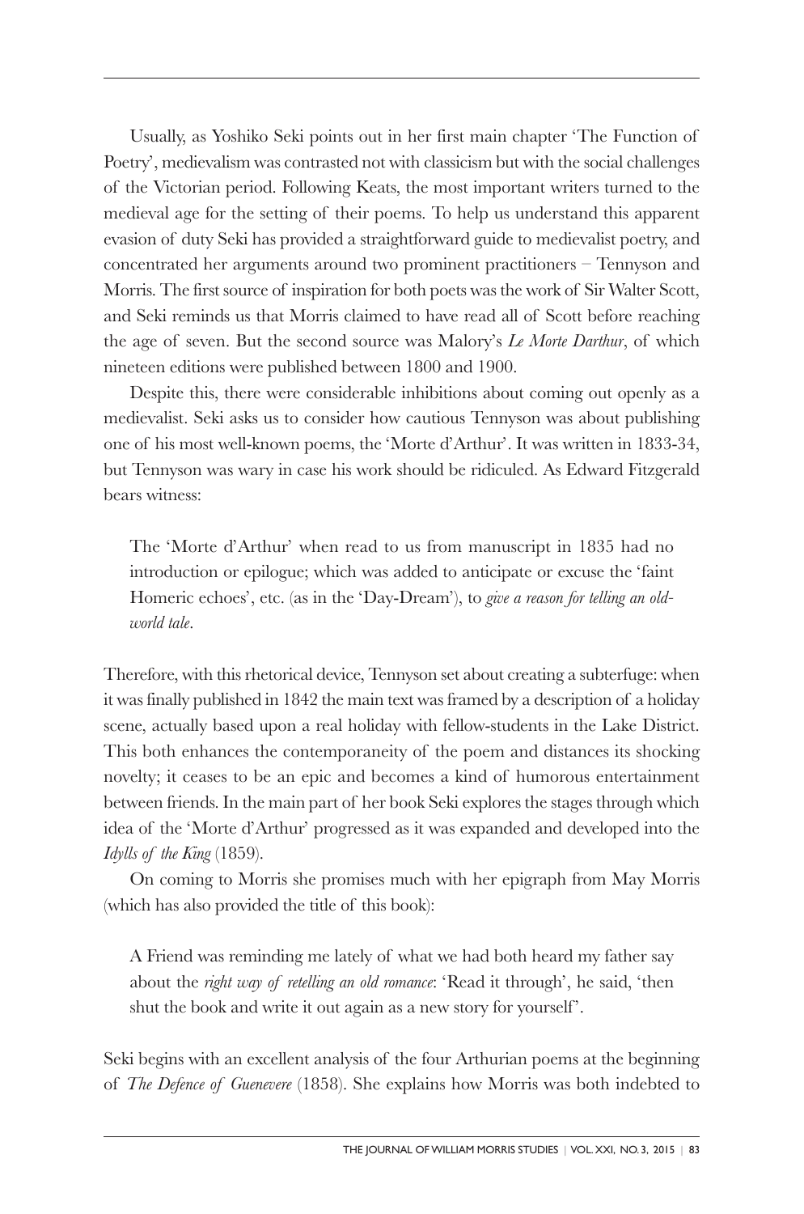Usually, as Yoshiko Seki points out in her first main chapter 'The Function of Poetry', medievalism was contrasted not with classicism but with the social challenges of the Victorian period. Following Keats, the most important writers turned to the medieval age for the setting of their poems. To help us understand this apparent evasion of duty Seki has provided a straightforward guide to medievalist poetry, and concentrated her arguments around two prominent practitioners – Tennyson and Morris. The first source of inspiration for both poets was the work of Sir Walter Scott, and Seki reminds us that Morris claimed to have read all of Scott before reaching the age of seven. But the second source was Malory's *Le Morte Darthur*, of which nineteen editions were published between 1800 and 1900.

Despite this, there were considerable inhibitions about coming out openly as a medievalist. Seki asks us to consider how cautious Tennyson was about publishing one of his most well-known poems, the 'Morte d'Arthur'. It was written in 1833-34, but Tennyson was wary in case his work should be ridiculed. As Edward Fitzgerald bears witness:

> The 'Morte d'Arthur' when read to us from manuscript in 1835 had no introduction or epilogue; which was added to anticipate or excuse the 'faint Homeric echoes', etc. (as in the 'Day-Dream'), to *give a reason for telling an old-world tale*.

Therefore, with this rhetorical device, Tennyson set about creating a subterfuge: when it was finally published in 1842 the main text was framed by a description of a holiday scene, actually based upon a real holiday with fellow-students in the Lake District. This both enhances the contemporaneity of the poem and distances its shocking novelty; it ceases to be an epic and becomes a kind of humorous entertainment between friends. In the main part of her book Seki explores the stages through which idea of the 'Morte d'Arthur' progressed as it was expanded and developed into the *Idylls of the King* (1859).

On coming to Morris she promises much with her epigraph from May Morris (which has also provided the title of this book):

> A Friend was reminding me lately of what we had both heard my father say about the *right way of retelling an old romance*: 'Read it through', he said, 'then shut the book and write it out again as a new story for yourself'.

Seki begins with an excellent analysis of the four Arthurian poems at the beginning of *The Defence of Guenevere* (1858). She explains how Morris was both indebted to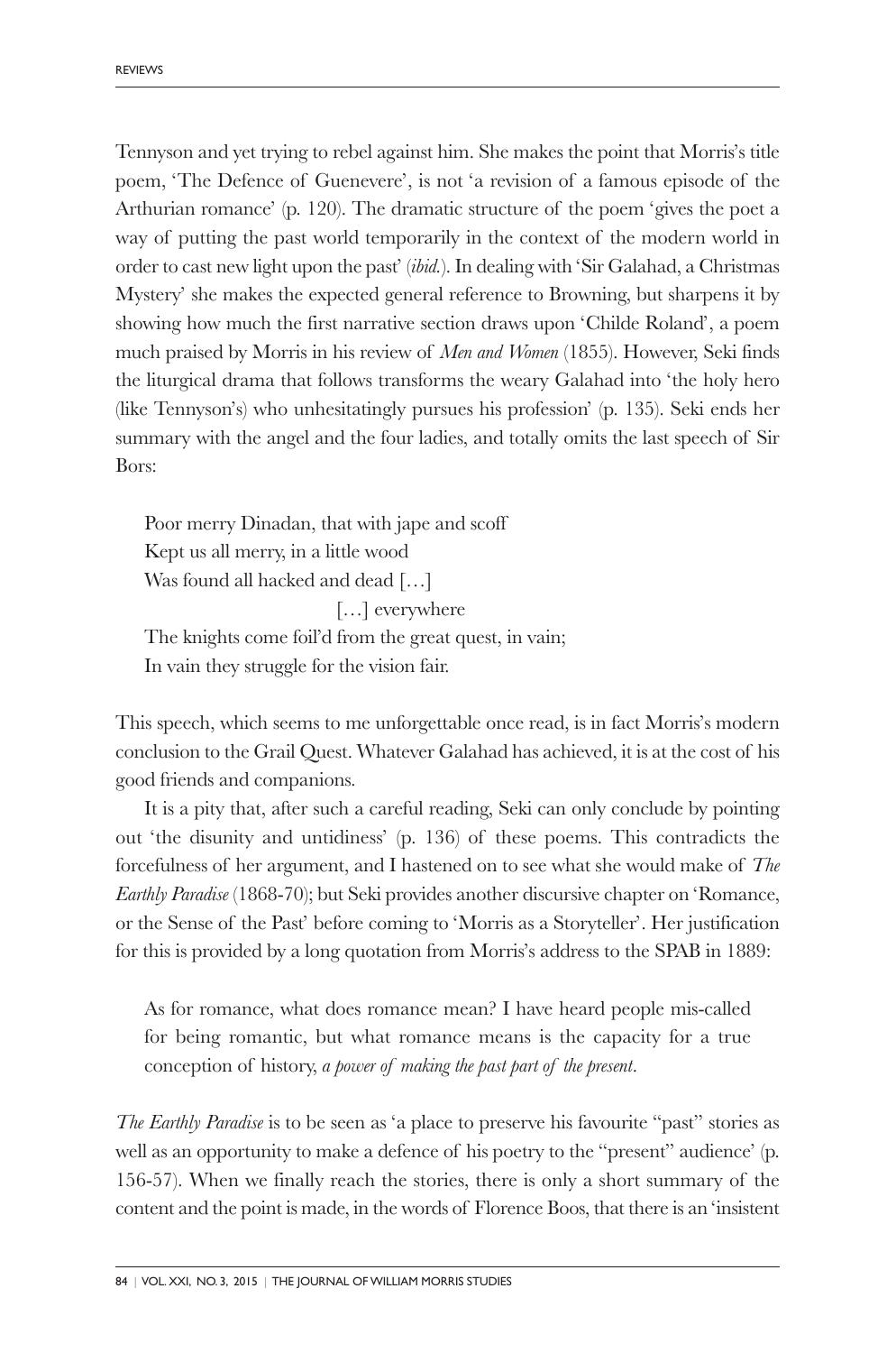Tennyson and yet trying to rebel against him. She makes the point that Morris's title poem, 'The Defence of Guenevere', is not 'a revision of a famous episode of the Arthurian romance' (p. 120). The dramatic structure of the poem 'gives the poet a way of putting the past world temporarily in the context of the modern world in order to cast new light upon the past' (*ibid.*). In dealing with 'Sir Galahad, a Christmas Mystery' she makes the expected general reference to Browning, but sharpens it by showing how much the first narrative section draws upon 'Childe Roland', a poem much praised by Morris in his review of *Men and Women* (1855). However, Seki finds the liturgical drama that follows transforms the weary Galahad into 'the holy hero (like Tennyson's) who unhesitatingly pursues his profession' (p. 135). Seki ends her summary with the angel and the four ladies, and totally omits the last speech of Sir Bors:

> Poor merry Dinadan, that with jape and scoff
> Kept us all merry, in a little wood
> Was found all hacked and dead […]
>                                 […] everywhere
> The knights come foil'd from the great quest, in vain;
> In vain they struggle for the vision fair.

This speech, which seems to me unforgettable once read, is in fact Morris's modern conclusion to the Grail Quest. Whatever Galahad has achieved, it is at the cost of his good friends and companions.

It is a pity that, after such a careful reading, Seki can only conclude by pointing out 'the disunity and untidiness' (p. 136) of these poems. This contradicts the forcefulness of her argument, and I hastened on to see what she would make of *The Earthly Paradise* (1868-70); but Seki provides another discursive chapter on 'Romance, or the Sense of the Past' before coming to 'Morris as a Storyteller'. Her justification for this is provided by a long quotation from Morris's address to the SPAB in 1889:

> As for romance, what does romance mean? I have heard people mis-called for being romantic, but what romance means is the capacity for a true conception of history, *a power of making the past part of the present*.

*The Earthly Paradise* is to be seen as 'a place to preserve his favourite "past" stories as well as an opportunity to make a defence of his poetry to the "present" audience' (p. 156-57). When we finally reach the stories, there is only a short summary of the content and the point is made, in the words of Florence Boos, that there is an 'insistent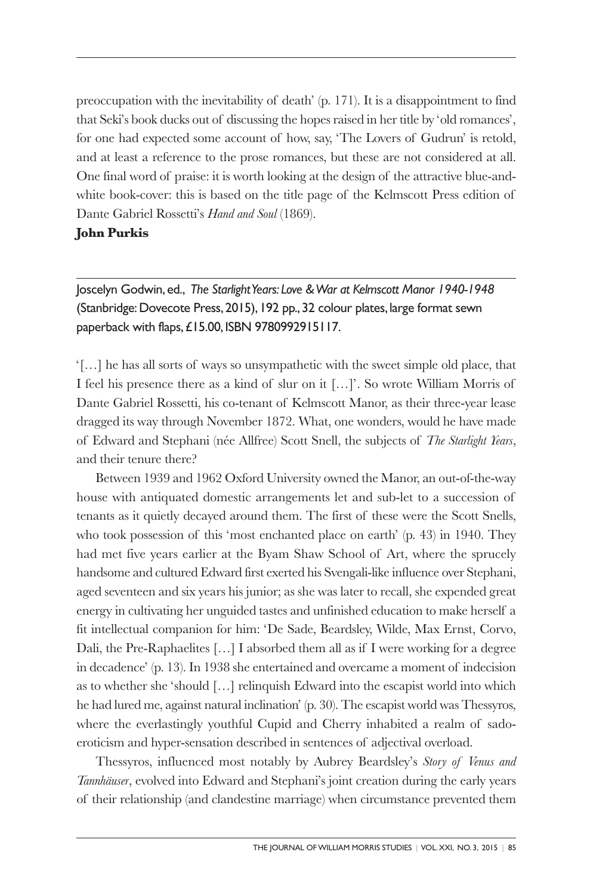preoccupation with the inevitability of death' (p. 171). It is a disappointment to find that Seki's book ducks out of discussing the hopes raised in her title by 'old romances', for one had expected some account of how, say, 'The Lovers of Gudrun' is retold, and at least a reference to the prose romances, but these are not considered at all. One final word of praise: it is worth looking at the design of the attractive blue-and-white book-cover: this is based on the title page of the Kelmscott Press edition of Dante Gabriel Rossetti's *Hand and Soul* (1869).

**John Purkis**

Joscelyn Godwin, ed., *The Starlight Years: Love & War at Kelmscott Manor 1940-1948* (Stanbridge: Dovecote Press, 2015), 192 pp., 32 colour plates, large format sewn paperback with flaps, £15.00, ISBN 9780992915117.

'[…] he has all sorts of ways so unsympathetic with the sweet simple old place, that I feel his presence there as a kind of slur on it […]'. So wrote William Morris of Dante Gabriel Rossetti, his co-tenant of Kelmscott Manor, as their three-year lease dragged its way through November 1872. What, one wonders, would he have made of Edward and Stephani (née Allfree) Scott Snell, the subjects of *The Starlight Years*, and their tenure there?

Between 1939 and 1962 Oxford University owned the Manor, an out-of-the-way house with antiquated domestic arrangements let and sub-let to a succession of tenants as it quietly decayed around them. The first of these were the Scott Snells, who took possession of this 'most enchanted place on earth' (p. 43) in 1940. They had met five years earlier at the Byam Shaw School of Art, where the sprucely handsome and cultured Edward first exerted his Svengali-like influence over Stephani, aged seventeen and six years his junior; as she was later to recall, she expended great energy in cultivating her unguided tastes and unfinished education to make herself a fit intellectual companion for him: 'De Sade, Beardsley, Wilde, Max Ernst, Corvo, Dali, the Pre-Raphaelites […] I absorbed them all as if I were working for a degree in decadence' (p. 13). In 1938 she entertained and overcame a moment of indecision as to whether she 'should […] relinquish Edward into the escapist world into which he had lured me, against natural inclination' (p. 30). The escapist world was Thessyros, where the everlastingly youthful Cupid and Cherry inhabited a realm of sado-eroticism and hyper-sensation described in sentences of adjectival overload.

Thessyros, influenced most notably by Aubrey Beardsley's *Story of Venus and Tannhäuser*, evolved into Edward and Stephani's joint creation during the early years of their relationship (and clandestine marriage) when circumstance prevented them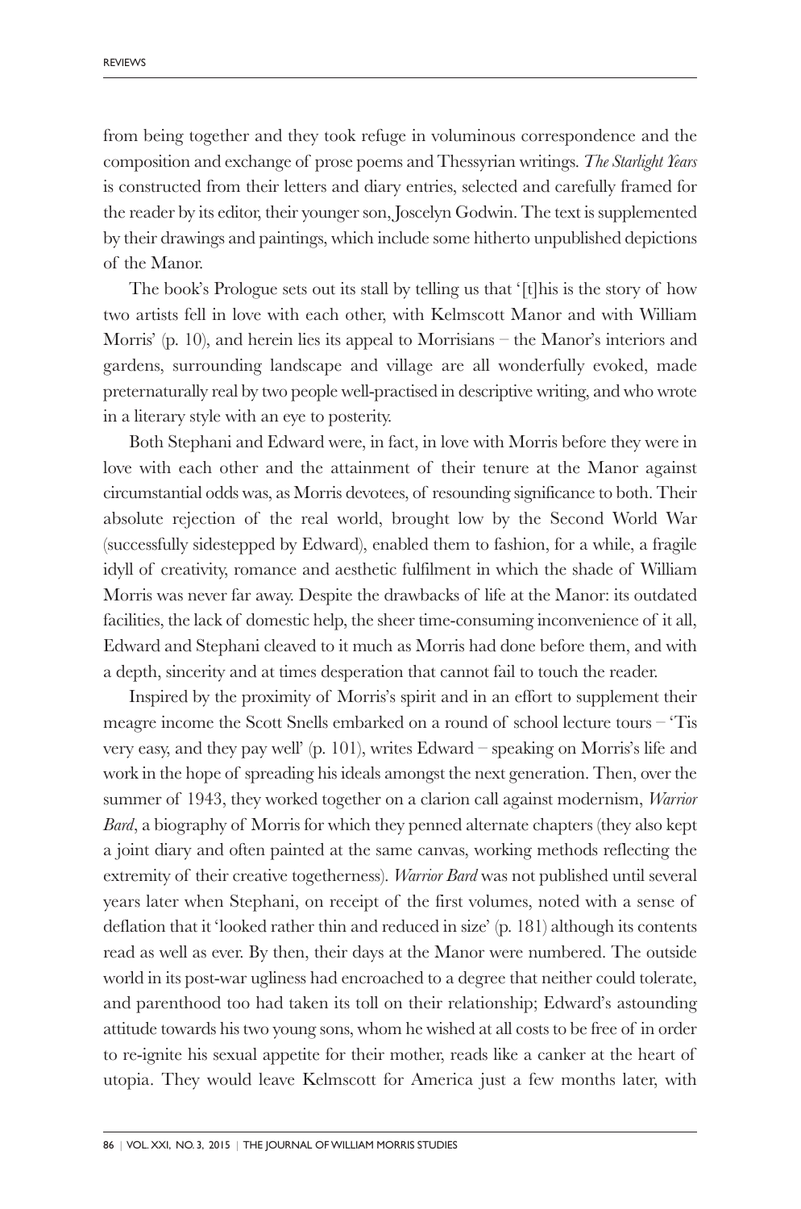from being together and they took refuge in voluminous correspondence and the composition and exchange of prose poems and Thessyrian writings. *The Starlight Years* is constructed from their letters and diary entries, selected and carefully framed for the reader by its editor, their younger son, Joscelyn Godwin. The text is supplemented by their drawings and paintings, which include some hitherto unpublished depictions of the Manor.

The book's Prologue sets out its stall by telling us that '[t]his is the story of how two artists fell in love with each other, with Kelmscott Manor and with William Morris' (p. 10), and herein lies its appeal to Morrisians – the Manor's interiors and gardens, surrounding landscape and village are all wonderfully evoked, made preternaturally real by two people well-practised in descriptive writing, and who wrote in a literary style with an eye to posterity.

Both Stephani and Edward were, in fact, in love with Morris before they were in love with each other and the attainment of their tenure at the Manor against circumstantial odds was, as Morris devotees, of resounding significance to both. Their absolute rejection of the real world, brought low by the Second World War (successfully sidestepped by Edward), enabled them to fashion, for a while, a fragile idyll of creativity, romance and aesthetic fulfilment in which the shade of William Morris was never far away. Despite the drawbacks of life at the Manor: its outdated facilities, the lack of domestic help, the sheer time-consuming inconvenience of it all, Edward and Stephani cleaved to it much as Morris had done before them, and with a depth, sincerity and at times desperation that cannot fail to touch the reader.

Inspired by the proximity of Morris's spirit and in an effort to supplement their meagre income the Scott Snells embarked on a round of school lecture tours – 'Tis very easy, and they pay well' (p. 101), writes Edward – speaking on Morris's life and work in the hope of spreading his ideals amongst the next generation. Then, over the summer of 1943, they worked together on a clarion call against modernism, *Warrior Bard*, a biography of Morris for which they penned alternate chapters (they also kept a joint diary and often painted at the same canvas, working methods reflecting the extremity of their creative togetherness). *Warrior Bard* was not published until several years later when Stephani, on receipt of the first volumes, noted with a sense of deflation that it 'looked rather thin and reduced in size' (p. 181) although its contents read as well as ever. By then, their days at the Manor were numbered. The outside world in its post-war ugliness had encroached to a degree that neither could tolerate, and parenthood too had taken its toll on their relationship; Edward's astounding attitude towards his two young sons, whom he wished at all costs to be free of in order to re-ignite his sexual appetite for their mother, reads like a canker at the heart of utopia. They would leave Kelmscott for America just a few months later, with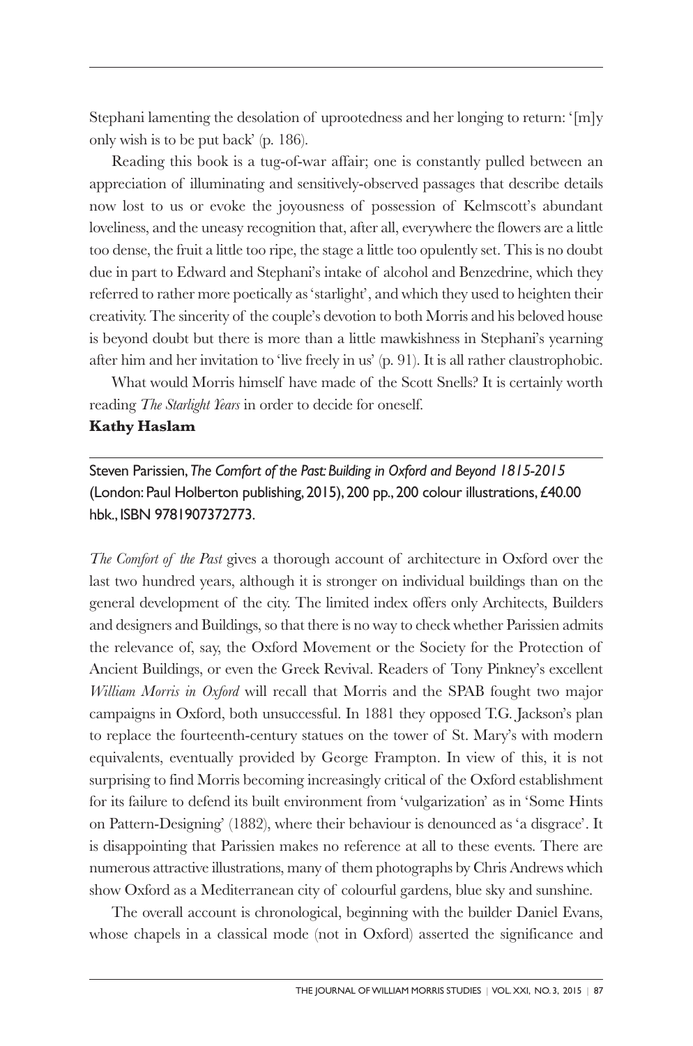Stephani lamenting the desolation of uprootedness and her longing to return: '[m]y only wish is to be put back' (p. 186).

Reading this book is a tug-of-war affair; one is constantly pulled between an appreciation of illuminating and sensitively-observed passages that describe details now lost to us or evoke the joyousness of possession of Kelmscott's abundant loveliness, and the uneasy recognition that, after all, everywhere the flowers are a little too dense, the fruit a little too ripe, the stage a little too opulently set. This is no doubt due in part to Edward and Stephani's intake of alcohol and Benzedrine, which they referred to rather more poetically as 'starlight', and which they used to heighten their creativity. The sincerity of the couple's devotion to both Morris and his beloved house is beyond doubt but there is more than a little mawkishness in Stephani's yearning after him and her invitation to 'live freely in us' (p. 91). It is all rather claustrophobic.

What would Morris himself have made of the Scott Snells? It is certainly worth reading *The Starlight Years* in order to decide for oneself.

**Kathy Haslam**

---

Steven Parissien, *The Comfort of the Past: Building in Oxford and Beyond 1815-2015* (London: Paul Holberton publishing, 2015), 200 pp., 200 colour illustrations, £40.00 hbk., ISBN 9781907372773.

*The Comfort of the Past* gives a thorough account of architecture in Oxford over the last two hundred years, although it is stronger on individual buildings than on the general development of the city. The limited index offers only Architects, Builders and designers and Buildings, so that there is no way to check whether Parissien admits the relevance of, say, the Oxford Movement or the Society for the Protection of Ancient Buildings, or even the Greek Revival. Readers of Tony Pinkney's excellent *William Morris in Oxford* will recall that Morris and the SPAB fought two major campaigns in Oxford, both unsuccessful. In 1881 they opposed T.G. Jackson's plan to replace the fourteenth-century statues on the tower of St. Mary's with modern equivalents, eventually provided by George Frampton. In view of this, it is not surprising to find Morris becoming increasingly critical of the Oxford establishment for its failure to defend its built environment from 'vulgarization' as in 'Some Hints on Pattern-Designing' (1882), where their behaviour is denounced as 'a disgrace'. It is disappointing that Parissien makes no reference at all to these events. There are numerous attractive illustrations, many of them photographs by Chris Andrews which show Oxford as a Mediterranean city of colourful gardens, blue sky and sunshine.

The overall account is chronological, beginning with the builder Daniel Evans, whose chapels in a classical mode (not in Oxford) asserted the significance and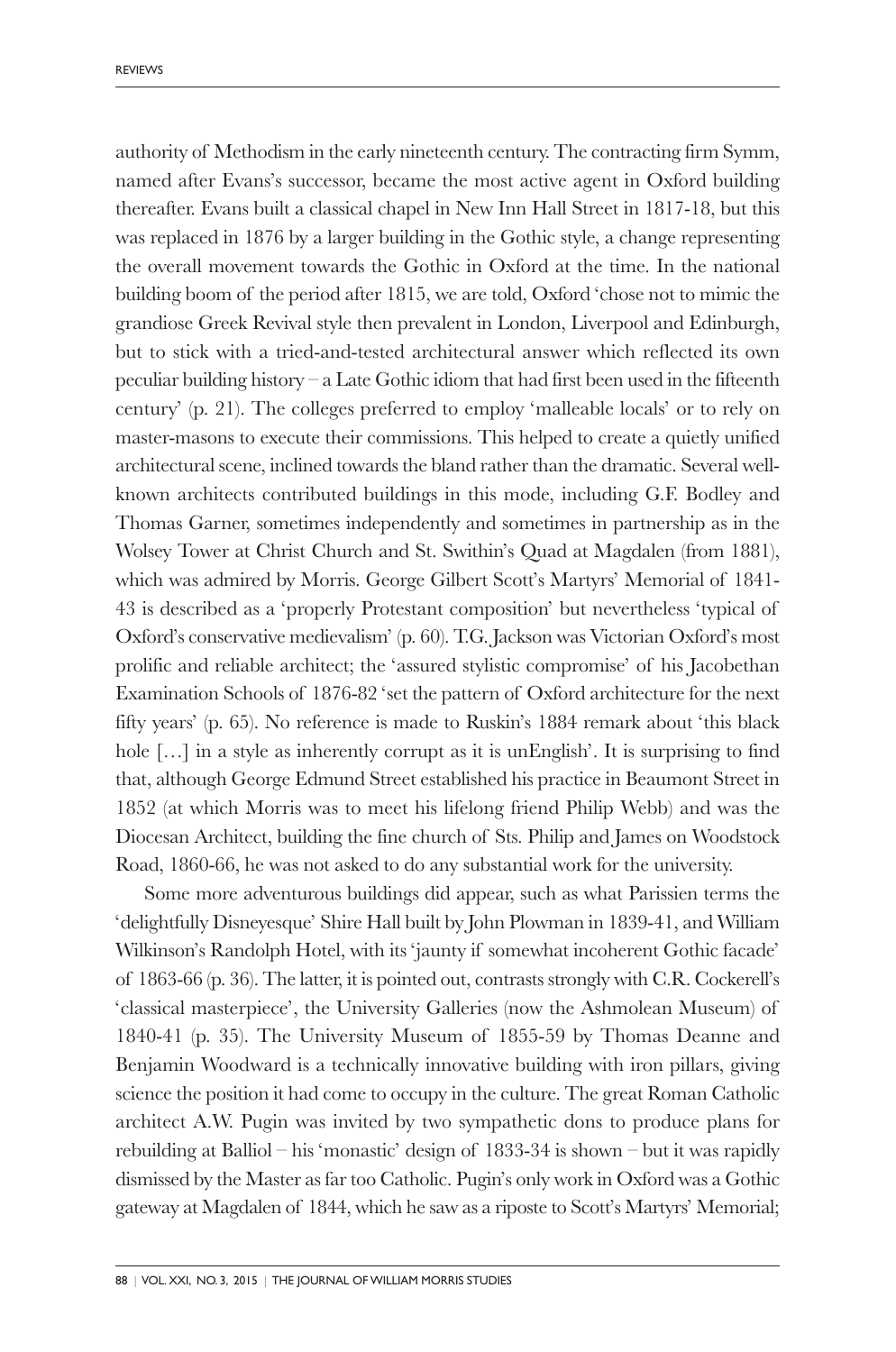authority of Methodism in the early nineteenth century. The contracting firm Symm, named after Evans's successor, became the most active agent in Oxford building thereafter. Evans built a classical chapel in New Inn Hall Street in 1817-18, but this was replaced in 1876 by a larger building in the Gothic style, a change representing the overall movement towards the Gothic in Oxford at the time. In the national building boom of the period after 1815, we are told, Oxford 'chose not to mimic the grandiose Greek Revival style then prevalent in London, Liverpool and Edinburgh, but to stick with a tried-and-tested architectural answer which reflected its own peculiar building history – a Late Gothic idiom that had first been used in the fifteenth century' (p. 21). The colleges preferred to employ 'malleable locals' or to rely on master-masons to execute their commissions. This helped to create a quietly unified architectural scene, inclined towards the bland rather than the dramatic. Several well-known architects contributed buildings in this mode, including G.F. Bodley and Thomas Garner, sometimes independently and sometimes in partnership as in the Wolsey Tower at Christ Church and St. Swithin's Quad at Magdalen (from 1881), which was admired by Morris. George Gilbert Scott's Martyrs' Memorial of 1841-43 is described as a 'properly Protestant composition' but nevertheless 'typical of Oxford's conservative medievalism' (p. 60). T.G. Jackson was Victorian Oxford's most prolific and reliable architect; the 'assured stylistic compromise' of his Jacobethan Examination Schools of 1876-82 'set the pattern of Oxford architecture for the next fifty years' (p. 65). No reference is made to Ruskin's 1884 remark about 'this black hole […] in a style as inherently corrupt as it is unEnglish'. It is surprising to find that, although George Edmund Street established his practice in Beaumont Street in 1852 (at which Morris was to meet his lifelong friend Philip Webb) and was the Diocesan Architect, building the fine church of Sts. Philip and James on Woodstock Road, 1860-66, he was not asked to do any substantial work for the university.

Some more adventurous buildings did appear, such as what Parissien terms the 'delightfully Disneyesque' Shire Hall built by John Plowman in 1839-41, and William Wilkinson's Randolph Hotel, with its 'jaunty if somewhat incoherent Gothic facade' of 1863-66 (p. 36). The latter, it is pointed out, contrasts strongly with C.R. Cockerell's 'classical masterpiece', the University Galleries (now the Ashmolean Museum) of 1840-41 (p. 35). The University Museum of 1855-59 by Thomas Deanne and Benjamin Woodward is a technically innovative building with iron pillars, giving science the position it had come to occupy in the culture. The great Roman Catholic architect A.W. Pugin was invited by two sympathetic dons to produce plans for rebuilding at Balliol – his 'monastic' design of 1833-34 is shown – but it was rapidly dismissed by the Master as far too Catholic. Pugin's only work in Oxford was a Gothic gateway at Magdalen of 1844, which he saw as a riposte to Scott's Martyrs' Memorial;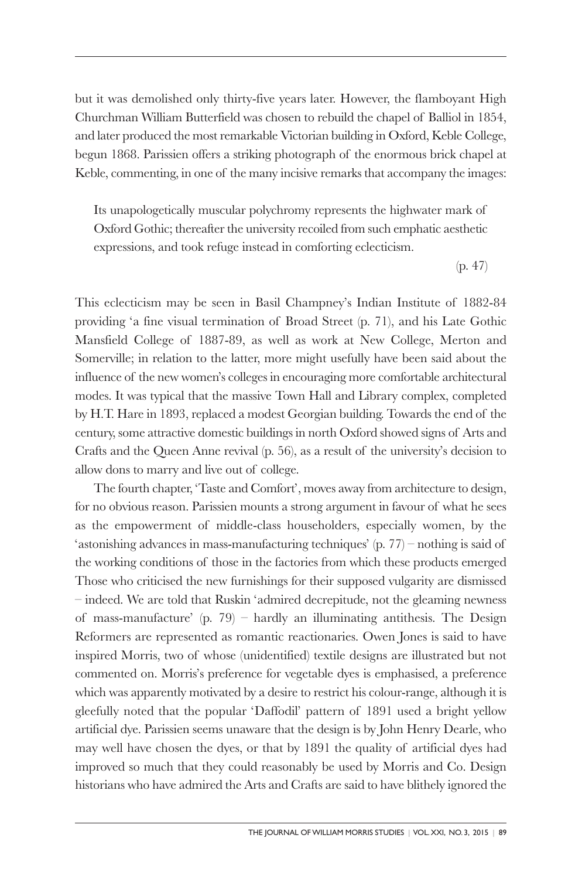but it was demolished only thirty-five years later. However, the flamboyant High Churchman William Butterfield was chosen to rebuild the chapel of Balliol in 1854, and later produced the most remarkable Victorian building in Oxford, Keble College, begun 1868. Parissien offers a striking photograph of the enormous brick chapel at Keble, commenting, in one of the many incisive remarks that accompany the images:

> Its unapologetically muscular polychromy represents the highwater mark of Oxford Gothic; thereafter the university recoiled from such emphatic aesthetic expressions, and took refuge instead in comforting eclecticism.
>
> (p. 47)

This eclecticism may be seen in Basil Champney's Indian Institute of 1882-84 providing 'a fine visual termination of Broad Street (p. 71), and his Late Gothic Mansfield College of 1887-89, as well as work at New College, Merton and Somerville; in relation to the latter, more might usefully have been said about the influence of the new women's colleges in encouraging more comfortable architectural modes. It was typical that the massive Town Hall and Library complex, completed by H.T. Hare in 1893, replaced a modest Georgian building. Towards the end of the century, some attractive domestic buildings in north Oxford showed signs of Arts and Crafts and the Queen Anne revival (p. 56), as a result of the university's decision to allow dons to marry and live out of college.

The fourth chapter, 'Taste and Comfort', moves away from architecture to design, for no obvious reason. Parissien mounts a strong argument in favour of what he sees as the empowerment of middle-class householders, especially women, by the 'astonishing advances in mass-manufacturing techniques' (p. 77) – nothing is said of the working conditions of those in the factories from which these products emerged Those who criticised the new furnishings for their supposed vulgarity are dismissed – indeed. We are told that Ruskin 'admired decrepitude, not the gleaming newness of mass-manufacture' (p. 79) – hardly an illuminating antithesis. The Design Reformers are represented as romantic reactionaries. Owen Jones is said to have inspired Morris, two of whose (unidentified) textile designs are illustrated but not commented on. Morris's preference for vegetable dyes is emphasised, a preference which was apparently motivated by a desire to restrict his colour-range, although it is gleefully noted that the popular 'Daffodil' pattern of 1891 used a bright yellow artificial dye. Parissien seems unaware that the design is by John Henry Dearle, who may well have chosen the dyes, or that by 1891 the quality of artificial dyes had improved so much that they could reasonably be used by Morris and Co. Design historians who have admired the Arts and Crafts are said to have blithely ignored the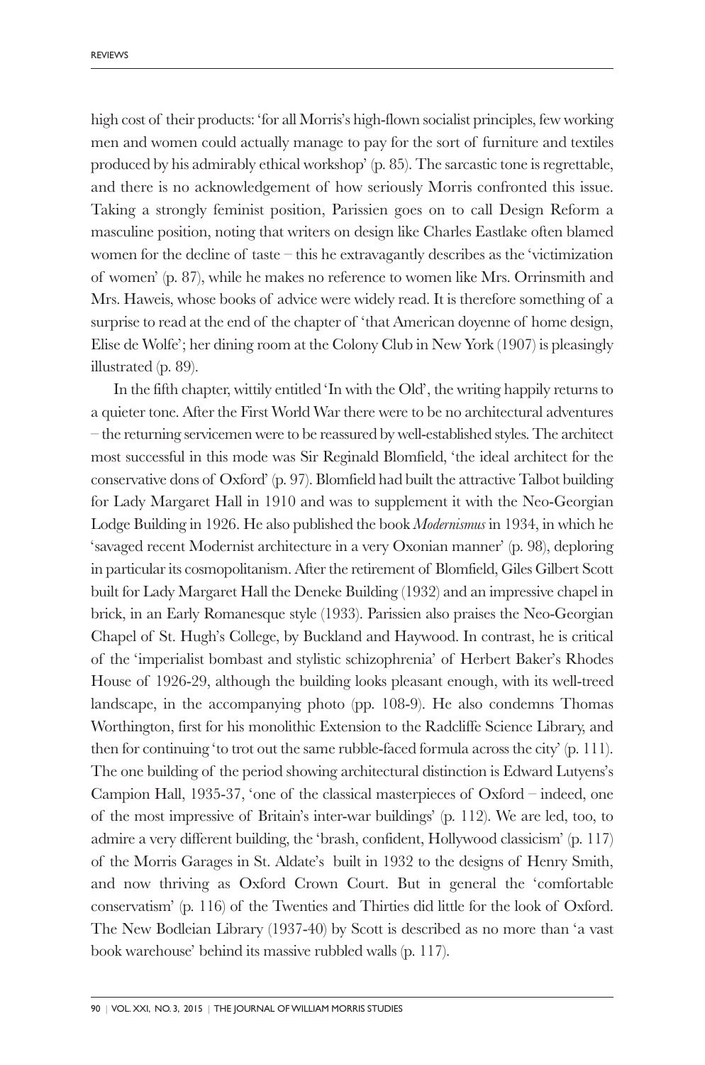high cost of their products: 'for all Morris's high-flown socialist principles, few working men and women could actually manage to pay for the sort of furniture and textiles produced by his admirably ethical workshop' (p. 85). The sarcastic tone is regrettable, and there is no acknowledgement of how seriously Morris confronted this issue. Taking a strongly feminist position, Parissien goes on to call Design Reform a masculine position, noting that writers on design like Charles Eastlake often blamed women for the decline of taste – this he extravagantly describes as the 'victimization of women' (p. 87), while he makes no reference to women like Mrs. Orrinsmith and Mrs. Haweis, whose books of advice were widely read. It is therefore something of a surprise to read at the end of the chapter of 'that American doyenne of home design, Elise de Wolfe'; her dining room at the Colony Club in New York (1907) is pleasingly illustrated (p. 89).

In the fifth chapter, wittily entitled 'In with the Old', the writing happily returns to a quieter tone. After the First World War there were to be no architectural adventures – the returning servicemen were to be reassured by well-established styles. The architect most successful in this mode was Sir Reginald Blomfield, 'the ideal architect for the conservative dons of Oxford' (p. 97). Blomfield had built the attractive Talbot building for Lady Margaret Hall in 1910 and was to supplement it with the Neo-Georgian Lodge Building in 1926. He also published the book *Modernismus* in 1934, in which he 'savaged recent Modernist architecture in a very Oxonian manner' (p. 98), deploring in particular its cosmopolitanism. After the retirement of Blomfield, Giles Gilbert Scott built for Lady Margaret Hall the Deneke Building (1932) and an impressive chapel in brick, in an Early Romanesque style (1933). Parissien also praises the Neo-Georgian Chapel of St. Hugh's College, by Buckland and Haywood. In contrast, he is critical of the 'imperialist bombast and stylistic schizophrenia' of Herbert Baker's Rhodes House of 1926-29, although the building looks pleasant enough, with its well-treed landscape, in the accompanying photo (pp. 108-9). He also condemns Thomas Worthington, first for his monolithic Extension to the Radcliffe Science Library, and then for continuing 'to trot out the same rubble-faced formula across the city' (p. 111). The one building of the period showing architectural distinction is Edward Lutyens's Campion Hall, 1935-37, 'one of the classical masterpieces of Oxford – indeed, one of the most impressive of Britain's inter-war buildings' (p. 112). We are led, too, to admire a very different building, the 'brash, confident, Hollywood classicism' (p. 117) of the Morris Garages in St. Aldate's built in 1932 to the designs of Henry Smith, and now thriving as Oxford Crown Court. But in general the 'comfortable conservatism' (p. 116) of the Twenties and Thirties did little for the look of Oxford. The New Bodleian Library (1937-40) by Scott is described as no more than 'a vast book warehouse' behind its massive rubbled walls (p. 117).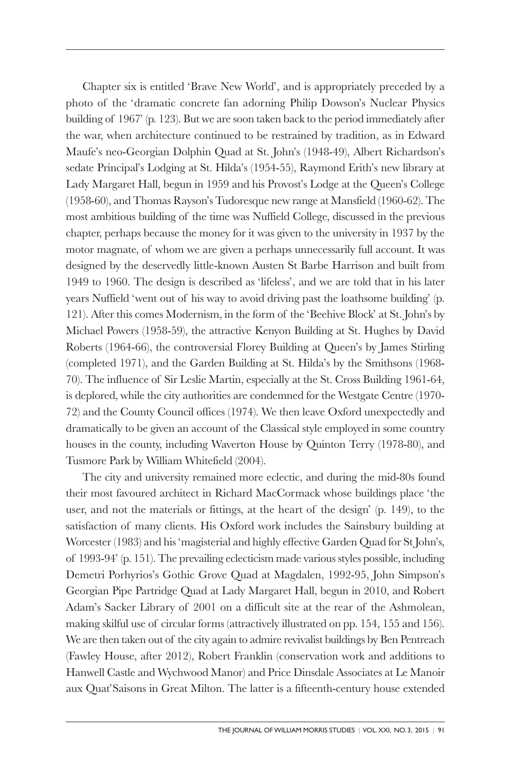Chapter six is entitled 'Brave New World', and is appropriately preceded by a photo of the 'dramatic concrete fan adorning Philip Dowson's Nuclear Physics building of 1967' (p. 123). But we are soon taken back to the period immediately after the war, when architecture continued to be restrained by tradition, as in Edward Maufe's neo-Georgian Dolphin Quad at St. John's (1948-49), Albert Richardson's sedate Principal's Lodging at St. Hilda's (1954-55), Raymond Erith's new library at Lady Margaret Hall, begun in 1959 and his Provost's Lodge at the Queen's College (1958-60), and Thomas Rayson's Tudoresque new range at Mansfield (1960-62). The most ambitious building of the time was Nuffield College, discussed in the previous chapter, perhaps because the money for it was given to the university in 1937 by the motor magnate, of whom we are given a perhaps unnecessarily full account. It was designed by the deservedly little-known Austen St Barbe Harrison and built from 1949 to 1960. The design is described as 'lifeless', and we are told that in his later years Nuffield 'went out of his way to avoid driving past the loathsome building' (p. 121). After this comes Modernism, in the form of the 'Beehive Block' at St. John's by Michael Powers (1958-59), the attractive Kenyon Building at St. Hughes by David Roberts (1964-66), the controversial Florey Building at Queen's by James Stirling (completed 1971), and the Garden Building at St. Hilda's by the Smithsons (1968-70). The influence of Sir Leslie Martin, especially at the St. Cross Building 1961-64, is deplored, while the city authorities are condemned for the Westgate Centre (1970-72) and the County Council offices (1974). We then leave Oxford unexpectedly and dramatically to be given an account of the Classical style employed in some country houses in the county, including Waverton House by Quinton Terry (1978-80), and Tusmore Park by William Whitefield (2004).

The city and university remained more eclectic, and during the mid-80s found their most favoured architect in Richard MacCormack whose buildings place 'the user, and not the materials or fittings, at the heart of the design' (p. 149), to the satisfaction of many clients. His Oxford work includes the Sainsbury building at Worcester (1983) and his 'magisterial and highly effective Garden Quad for St John's, of 1993-94' (p. 151). The prevailing eclecticism made various styles possible, including Demetri Porhyrios's Gothic Grove Quad at Magdalen, 1992-95, John Simpson's Georgian Pipe Partridge Quad at Lady Margaret Hall, begun in 2010, and Robert Adam's Sacker Library of 2001 on a difficult site at the rear of the Ashmolean, making skilful use of circular forms (attractively illustrated on pp. 154, 155 and 156). We are then taken out of the city again to admire revivalist buildings by Ben Pentreach (Fawley House, after 2012), Robert Franklin (conservation work and additions to Hanwell Castle and Wychwood Manor) and Price Dinsdale Associates at Le Manoir aux Quat'Saisons in Great Milton. The latter is a fifteenth-century house extended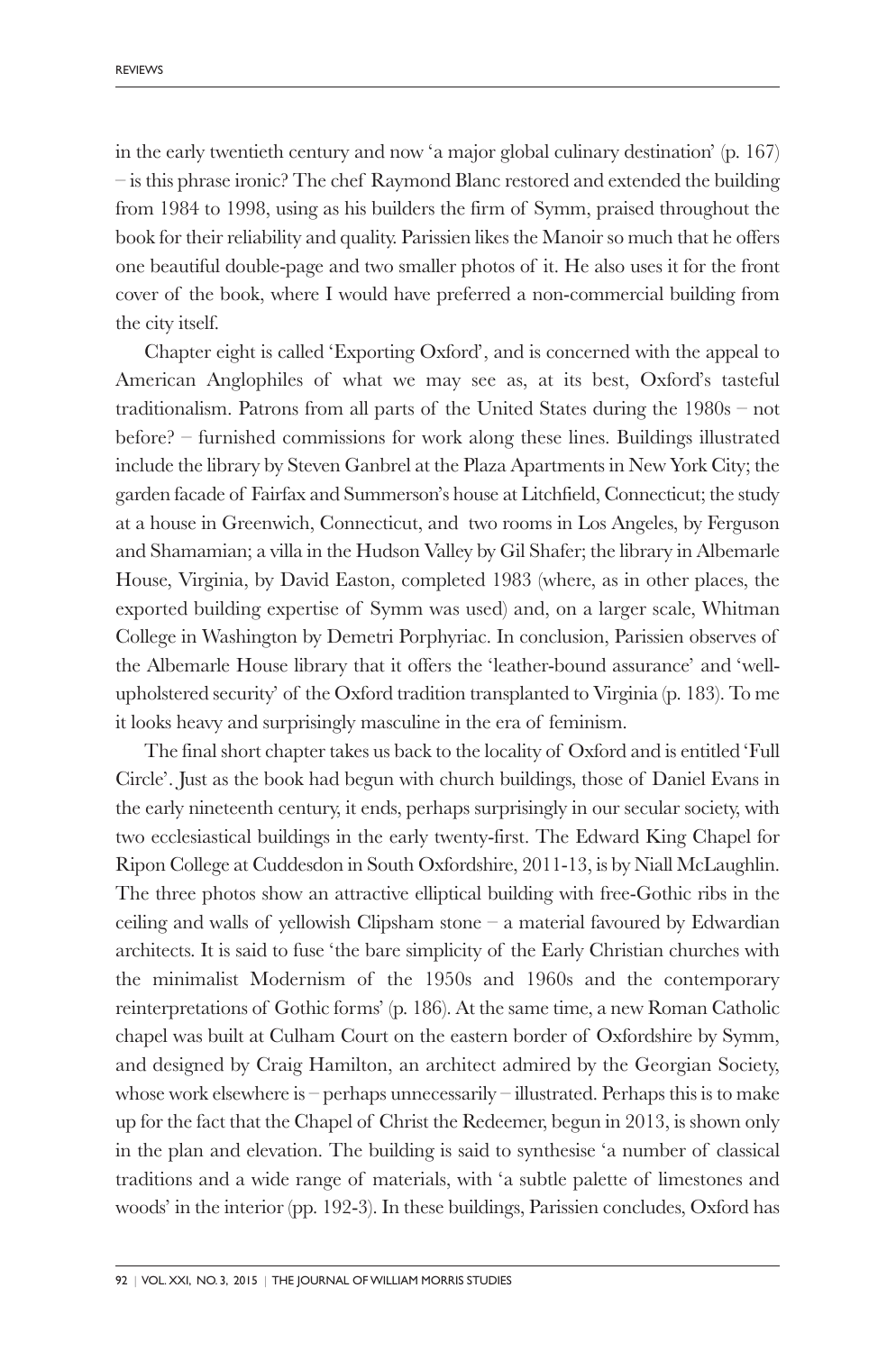in the early twentieth century and now 'a major global culinary destination' (p. 167) – is this phrase ironic? The chef Raymond Blanc restored and extended the building from 1984 to 1998, using as his builders the firm of Symm, praised throughout the book for their reliability and quality. Parissien likes the Manoir so much that he offers one beautiful double-page and two smaller photos of it. He also uses it for the front cover of the book, where I would have preferred a non-commercial building from the city itself.

Chapter eight is called 'Exporting Oxford', and is concerned with the appeal to American Anglophiles of what we may see as, at its best, Oxford's tasteful traditionalism. Patrons from all parts of the United States during the 1980s – not before? – furnished commissions for work along these lines. Buildings illustrated include the library by Steven Ganbrel at the Plaza Apartments in New York City; the garden facade of Fairfax and Summerson's house at Litchfield, Connecticut; the study at a house in Greenwich, Connecticut, and two rooms in Los Angeles, by Ferguson and Shamamian; a villa in the Hudson Valley by Gil Shafer; the library in Albemarle House, Virginia, by David Easton, completed 1983 (where, as in other places, the exported building expertise of Symm was used) and, on a larger scale, Whitman College in Washington by Demetri Porphyriac. In conclusion, Parissien observes of the Albemarle House library that it offers the 'leather-bound assurance' and 'well-upholstered security' of the Oxford tradition transplanted to Virginia (p. 183). To me it looks heavy and surprisingly masculine in the era of feminism.

The final short chapter takes us back to the locality of Oxford and is entitled 'Full Circle'. Just as the book had begun with church buildings, those of Daniel Evans in the early nineteenth century, it ends, perhaps surprisingly in our secular society, with two ecclesiastical buildings in the early twenty-first. The Edward King Chapel for Ripon College at Cuddesdon in South Oxfordshire, 2011-13, is by Niall McLaughlin. The three photos show an attractive elliptical building with free-Gothic ribs in the ceiling and walls of yellowish Clipsham stone – a material favoured by Edwardian architects. It is said to fuse 'the bare simplicity of the Early Christian churches with the minimalist Modernism of the 1950s and 1960s and the contemporary reinterpretations of Gothic forms' (p. 186). At the same time, a new Roman Catholic chapel was built at Culham Court on the eastern border of Oxfordshire by Symm, and designed by Craig Hamilton, an architect admired by the Georgian Society, whose work elsewhere is – perhaps unnecessarily – illustrated. Perhaps this is to make up for the fact that the Chapel of Christ the Redeemer, begun in 2013, is shown only in the plan and elevation. The building is said to synthesise 'a number of classical traditions and a wide range of materials, with 'a subtle palette of limestones and woods' in the interior (pp. 192-3). In these buildings, Parissien concludes, Oxford has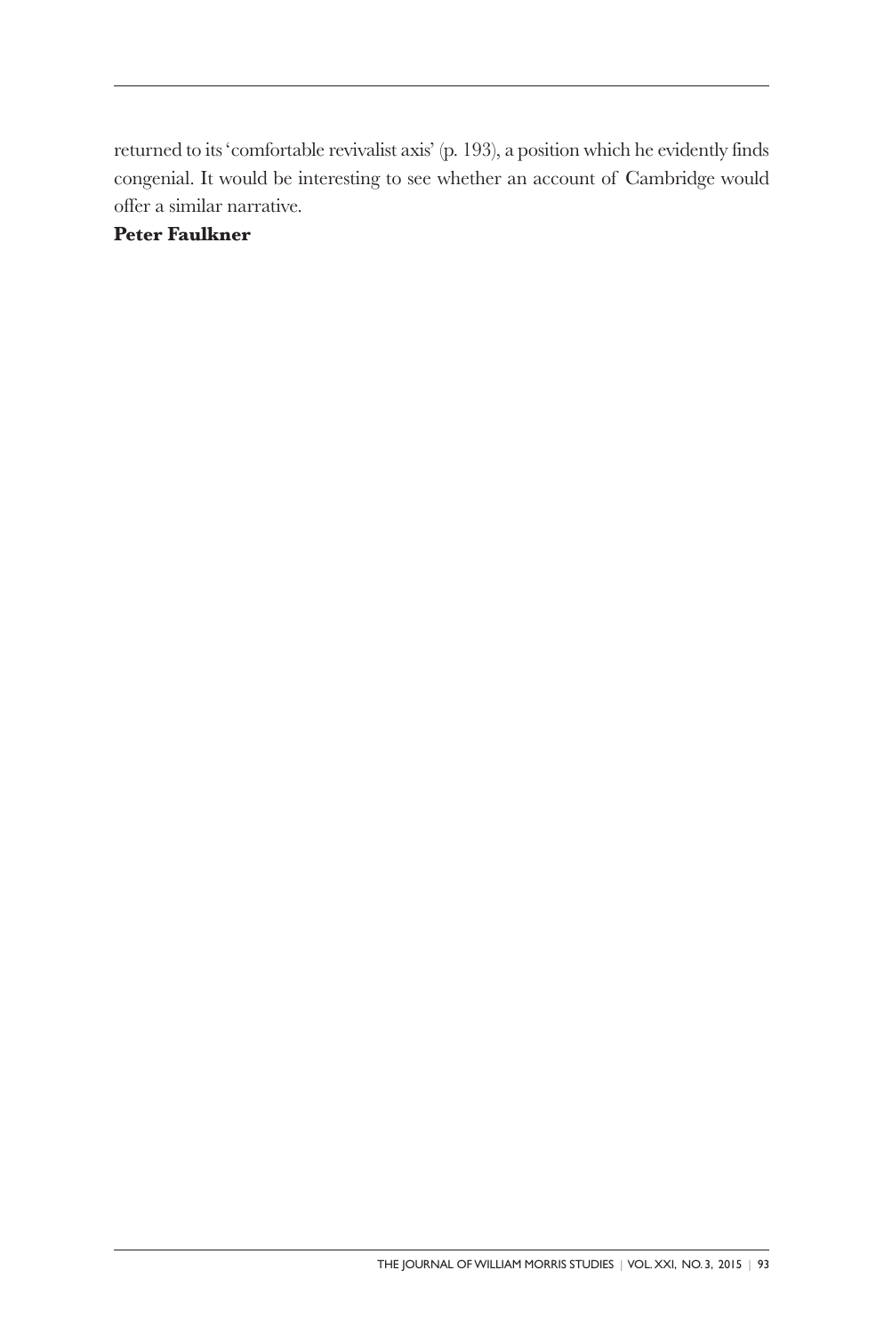returned to its 'comfortable revivalist axis' (p. 193), a position which he evidently finds congenial. It would be interesting to see whether an account of Cambridge would offer a similar narrative.

**Peter Faulkner**